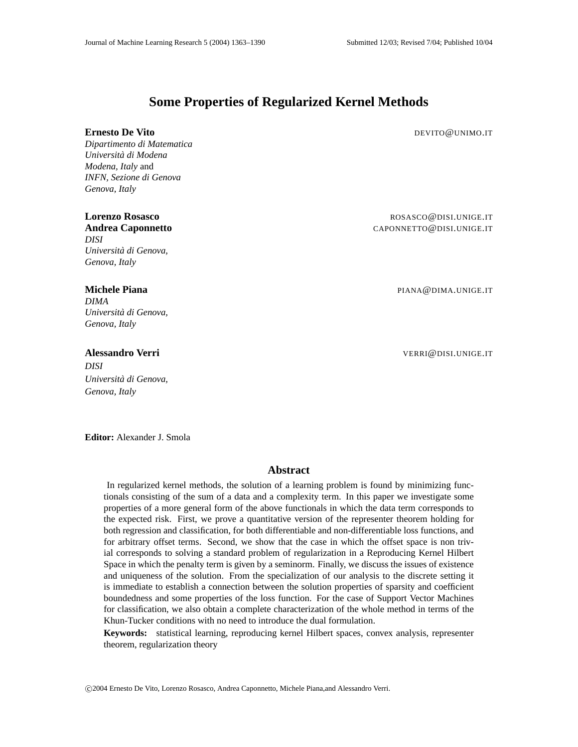# Some Properties of Regularized Kernel Methods

**Ernesto De Vito** DEVITO@UNIMO.IT
*Dipartimento di Matematica*
*Università di Modena*
*Modena, Italy* and
*INFN, Sezione di Genova*
*Genova, Italy*

**Lorenzo Rosasco** ROSASCO@DISI.UNIGE.IT
**Andrea Caponnetto** CAPONNETTO@DISI.UNIGE.IT
*DISI*
*Università di Genova,*
*Genova, Italy*

**Michele Piana** PIANA@DIMA.UNIGE.IT
*DIMA*
*Università di Genova,*
*Genova, Italy*

**Alessandro Verri** VERRI@DISI.UNIGE.IT
*DISI*
*Università di Genova,*
*Genova, Italy*

**Editor:** Alexander J. Smola

## Abstract

In regularized kernel methods, the solution of a learning problem is found by minimizing functionals consisting of the sum of a data and a complexity term. In this paper we investigate some properties of a more general form of the above functionals in which the data term corresponds to the expected risk. First, we prove a quantitative version of the representer theorem holding for both regression and classification, for both differentiable and non-differentiable loss functions, and for arbitrary offset terms. Second, we show that the case in which the offset space is non trivial corresponds to solving a standard problem of regularization in a Reproducing Kernel Hilbert Space in which the penalty term is given by a seminorm. Finally, we discuss the issues of existence and uniqueness of the solution. From the specialization of our analysis to the discrete setting it is immediate to establish a connection between the solution properties of sparsity and coefficient boundedness and some properties of the loss function. For the case of Support Vector Machines for classification, we also obtain a complete characterization of the whole method in terms of the Khun-Tucker conditions with no need to introduce the dual formulation.

**Keywords:** statistical learning, reproducing kernel Hilbert spaces, convex analysis, representer theorem, regularization theory

©2004 Ernesto De Vito, Lorenzo Rosasco, Andrea Caponnetto, Michele Piana,and Alessandro Verri.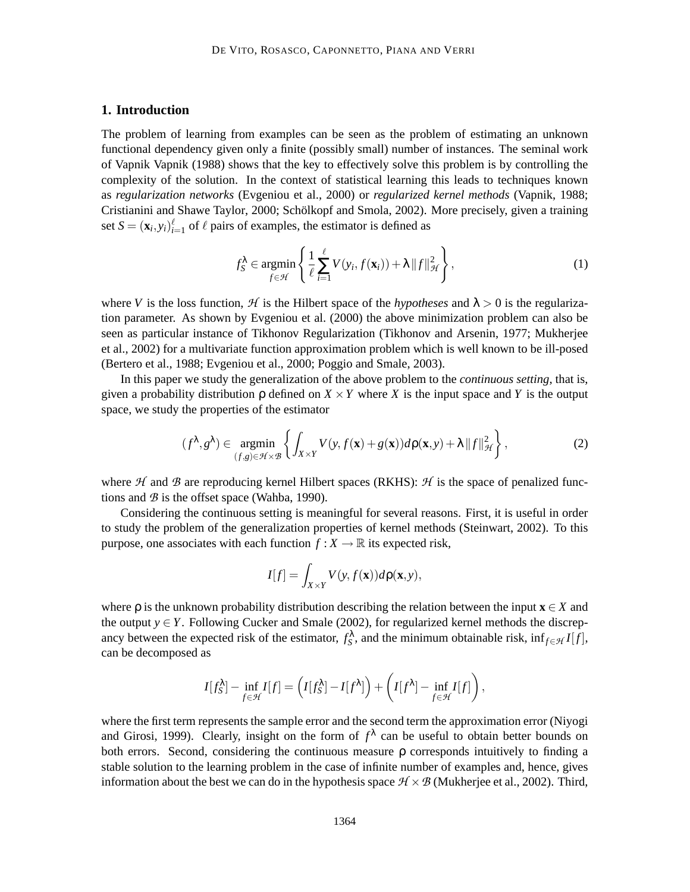## 1. Introduction

The problem of learning from examples can be seen as the problem of estimating an unknown functional dependency given only a finite (possibly small) number of instances. The seminal work of Vapnik Vapnik (1988) shows that the key to effectively solve this problem is by controlling the complexity of the solution. In the context of statistical learning this leads to techniques known as *regularization networks* (Evgeniou et al., 2000) or *regularized kernel methods* (Vapnik, 1988; Cristianini and Shawe Taylor, 2000; Schölkopf and Smola, 2002). More precisely, given a training set $S = (\mathbf{x}_i, y_i)_{i=1}^{\ell}$ of $\ell$ pairs of examples, the estimator is defined as

$$f_S^{\lambda} \in \operatorname*{argmin}_{f \in \mathcal{H}} \left\{ \frac{1}{\ell} \sum_{i=1}^{\ell} V(y_i, f(\mathbf{x}_i)) + \lambda \|f\|_{\mathcal{H}}^2 \right\}, \tag{1}$$

where $V$ is the loss function, $\mathcal{H}$ is the Hilbert space of the *hypotheses* and $\lambda > 0$ is the regularization parameter. As shown by Evgeniou et al. (2000) the above minimization problem can also be seen as particular instance of Tikhonov Regularization (Tikhonov and Arsenin, 1977; Mukherjee et al., 2002) for a multivariate function approximation problem which is well known to be ill-posed (Bertero et al., 1988; Evgeniou et al., 2000; Poggio and Smale, 2003).

In this paper we study the generalization of the above problem to the *continuous setting*, that is, given a probability distribution $\rho$ defined on $X \times Y$ where $X$ is the input space and $Y$ is the output space, we study the properties of the estimator

$$(f^{\lambda}, g^{\lambda}) \in \operatorname*{argmin}_{(f,g) \in \mathcal{H} \times \mathcal{B}} \left\{ \int_{X \times Y} V(y, f(\mathbf{x}) + g(\mathbf{x})) d\rho(\mathbf{x}, y) + \lambda \|f\|_{\mathcal{H}}^2 \right\}, \tag{2}$$

where $\mathcal{H}$ and $\mathcal{B}$ are reproducing kernel Hilbert spaces (RKHS): $\mathcal{H}$ is the space of penalized functions and $\mathcal{B}$ is the offset space (Wahba, 1990).

Considering the continuous setting is meaningful for several reasons. First, it is useful in order to study the problem of the generalization properties of kernel methods (Steinwart, 2002). To this purpose, one associates with each function $f : X \to \mathbb{R}$ its expected risk,

$$I[f] = \int_{X \times Y} V(y, f(\mathbf{x})) d\rho(\mathbf{x}, y),$$

where $\rho$ is the unknown probability distribution describing the relation between the input $\mathbf{x} \in X$ and the output $y \in Y$. Following Cucker and Smale (2002), for regularized kernel methods the discrepancy between the expected risk of the estimator, $f_S^{\lambda}$, and the minimum obtainable risk, $\inf_{f \in \mathcal{H}} I[f]$, can be decomposed as

$$I[f_S^{\lambda}] - \inf_{f \in \mathcal{H}} I[f] = \left( I[f_S^{\lambda}] - I[f^{\lambda}] \right) + \left( I[f^{\lambda}] - \inf_{f \in \mathcal{H}} I[f] \right),$$

where the first term represents the sample error and the second term the approximation error (Niyogi and Girosi, 1999). Clearly, insight on the form of $f^{\lambda}$ can be useful to obtain better bounds on both errors. Second, considering the continuous measure $\rho$ corresponds intuitively to finding a stable solution to the learning problem in the case of infinite number of examples and, hence, gives information about the best we can do in the hypothesis space $\mathcal{H} \times \mathcal{B}$ (Mukherjee et al., 2002). Third,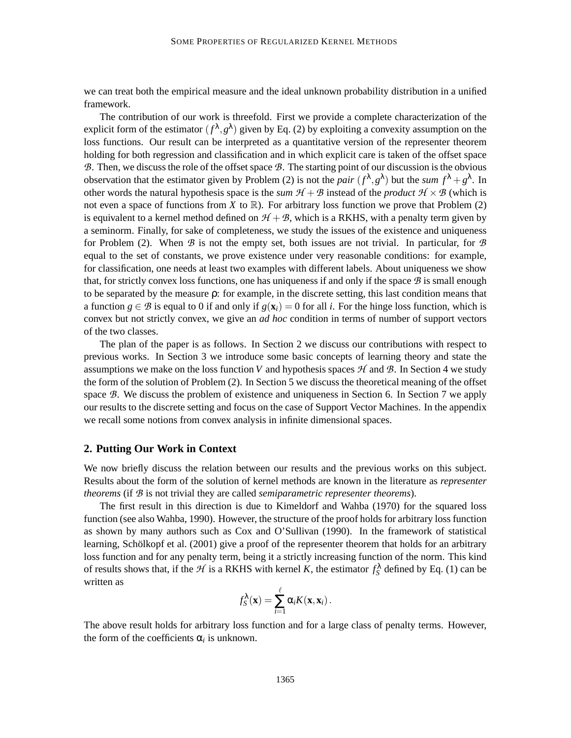we can treat both the empirical measure and the ideal unknown probability distribution in a unified framework.

The contribution of our work is threefold. First we provide a complete characterization of the explicit form of the estimator $(f^\lambda, g^\lambda)$ given by Eq. (2) by exploiting a convexity assumption on the loss functions. Our result can be interpreted as a quantitative version of the representer theorem holding for both regression and classification and in which explicit care is taken of the offset space $\mathcal{B}$. Then, we discuss the role of the offset space $\mathcal{B}$. The starting point of our discussion is the obvious observation that the estimator given by Problem (2) is not the *pair* $(f^\lambda, g^\lambda)$ but the *sum* $f^\lambda + g^\lambda$. In other words the natural hypothesis space is the *sum* $\mathcal{H} + \mathcal{B}$ instead of the *product* $\mathcal{H} \times \mathcal{B}$ (which is not even a space of functions from $X$ to $\mathbb{R}$). For arbitrary loss function we prove that Problem (2) is equivalent to a kernel method defined on $\mathcal{H} + \mathcal{B}$, which is a RKHS, with a penalty term given by a seminorm. Finally, for sake of completeness, we study the issues of the existence and uniqueness for Problem (2). When $\mathcal{B}$ is not the empty set, both issues are not trivial. In particular, for $\mathcal{B}$ equal to the set of constants, we prove existence under very reasonable conditions: for example, for classification, one needs at least two examples with different labels. About uniqueness we show that, for strictly convex loss functions, one has uniqueness if and only if the space $\mathcal{B}$ is small enough to be separated by the measure $\rho$: for example, in the discrete setting, this last condition means that a function $g \in \mathcal{B}$ is equal to 0 if and only if $g(\mathbf{x}_i) = 0$ for all $i$. For the hinge loss function, which is convex but not strictly convex, we give an *ad hoc* condition in terms of number of support vectors of the two classes.

The plan of the paper is as follows. In Section 2 we discuss our contributions with respect to previous works. In Section 3 we introduce some basic concepts of learning theory and state the assumptions we make on the loss function $V$ and hypothesis spaces $\mathcal{H}$ and $\mathcal{B}$. In Section 4 we study the form of the solution of Problem (2). In Section 5 we discuss the theoretical meaning of the offset space $\mathcal{B}$. We discuss the problem of existence and uniqueness in Section 6. In Section 7 we apply our results to the discrete setting and focus on the case of Support Vector Machines. In the appendix we recall some notions from convex analysis in infinite dimensional spaces.

## 2. Putting Our Work in Context

We now briefly discuss the relation between our results and the previous works on this subject. Results about the form of the solution of kernel methods are known in the literature as *representer theorems* (if $\mathcal{B}$ is not trivial they are called *semiparametric representer theorems*).

The first result in this direction is due to Kimeldorf and Wahba (1970) for the squared loss function (see also Wahba, 1990). However, the structure of the proof holds for arbitrary loss function as shown by many authors such as Cox and O'Sullivan (1990). In the framework of statistical learning, Schölkopf et al. (2001) give a proof of the representer theorem that holds for an arbitrary loss function and for any penalty term, being it a strictly increasing function of the norm. This kind of results shows that, if the $\mathcal{H}$ is a RKHS with kernel $K$, the estimator $f_S^\lambda$ defined by Eq. (1) can be written as

$$f_S^\lambda(\mathbf{x}) = \sum_{i=1}^{\ell} \alpha_i K(\mathbf{x}, \mathbf{x}_i).$$

The above result holds for arbitrary loss function and for a large class of penalty terms. However, the form of the coefficients $\alpha_i$ is unknown.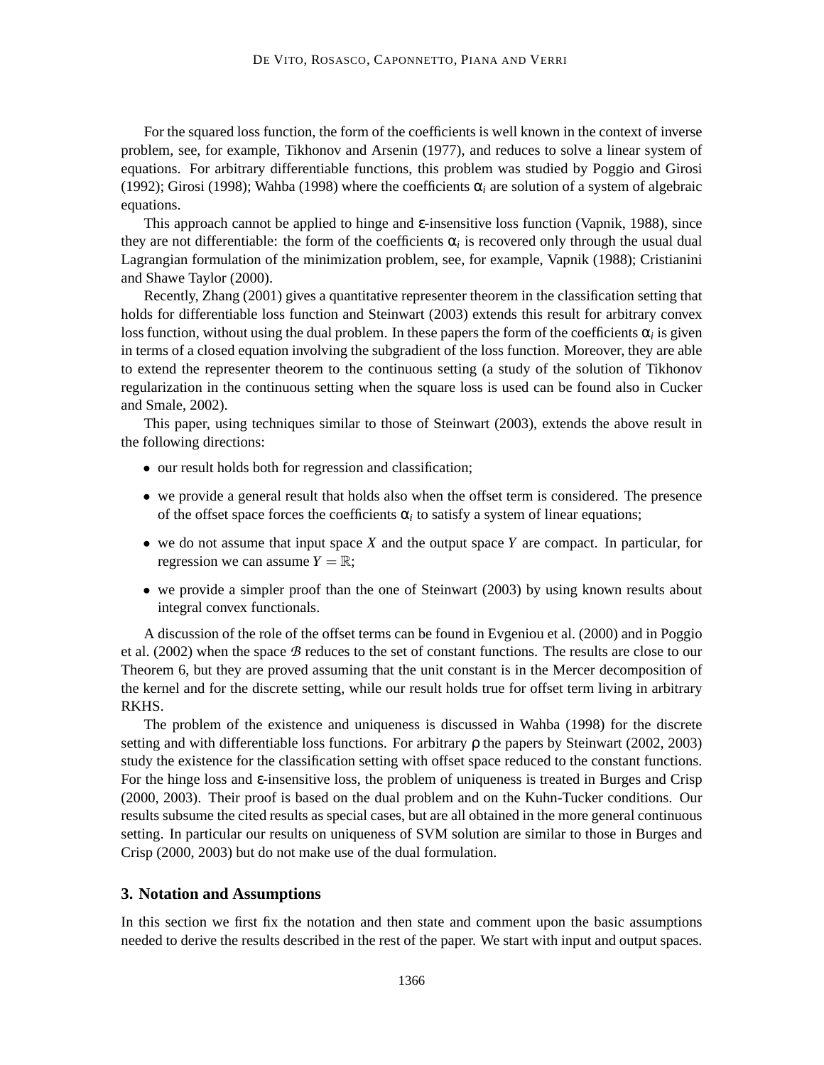For the squared loss function, the form of the coefficients is well known in the context of inverse problem, see, for example, Tikhonov and Arsenin (1977), and reduces to solve a linear system of equations. For arbitrary differentiable functions, this problem was studied by Poggio and Girosi (1992); Girosi (1998); Wahba (1998) where the coefficients $\alpha_i$ are solution of a system of algebraic equations.

This approach cannot be applied to hinge and $\varepsilon$-insensitive loss function (Vapnik, 1988), since they are not differentiable: the form of the coefficients $\alpha_i$ is recovered only through the usual dual Lagrangian formulation of the minimization problem, see, for example, Vapnik (1988); Cristianini and Shawe Taylor (2000).

Recently, Zhang (2001) gives a quantitative representer theorem in the classification setting that holds for differentiable loss function and Steinwart (2003) extends this result for arbitrary convex loss function, without using the dual problem. In these papers the form of the coefficients $\alpha_i$ is given in terms of a closed equation involving the subgradient of the loss function. Moreover, they are able to extend the representer theorem to the continuous setting (a study of the solution of Tikhonov regularization in the continuous setting when the square loss is used can be found also in Cucker and Smale, 2002).

This paper, using techniques similar to those of Steinwart (2003), extends the above result in the following directions:

- our result holds both for regression and classification;
- we provide a general result that holds also when the offset term is considered. The presence of the offset space forces the coefficients $\alpha_i$ to satisfy a system of linear equations;
- we do not assume that input space $X$ and the output space $Y$ are compact. In particular, for regression we can assume $Y = \mathbb{R}$;
- we provide a simpler proof than the one of Steinwart (2003) by using known results about integral convex functionals.

A discussion of the role of the offset terms can be found in Evgeniou et al. (2000) and in Poggio et al. (2002) when the space $\mathcal{B}$ reduces to the set of constant functions. The results are close to our Theorem 6, but they are proved assuming that the unit constant is in the Mercer decomposition of the kernel and for the discrete setting, while our result holds true for offset term living in arbitrary RKHS.

The problem of the existence and uniqueness is discussed in Wahba (1998) for the discrete setting and with differentiable loss functions. For arbitrary $\rho$ the papers by Steinwart (2002, 2003) study the existence for the classification setting with offset space reduced to the constant functions. For the hinge loss and $\varepsilon$-insensitive loss, the problem of uniqueness is treated in Burges and Crisp (2000, 2003). Their proof is based on the dual problem and on the Kuhn-Tucker conditions. Our results subsume the cited results as special cases, but are all obtained in the more general continuous setting. In particular our results on uniqueness of SVM solution are similar to those in Burges and Crisp (2000, 2003) but do not make use of the dual formulation.

## 3. Notation and Assumptions

In this section we first fix the notation and then state and comment upon the basic assumptions needed to derive the results described in the rest of the paper. We start with input and output spaces.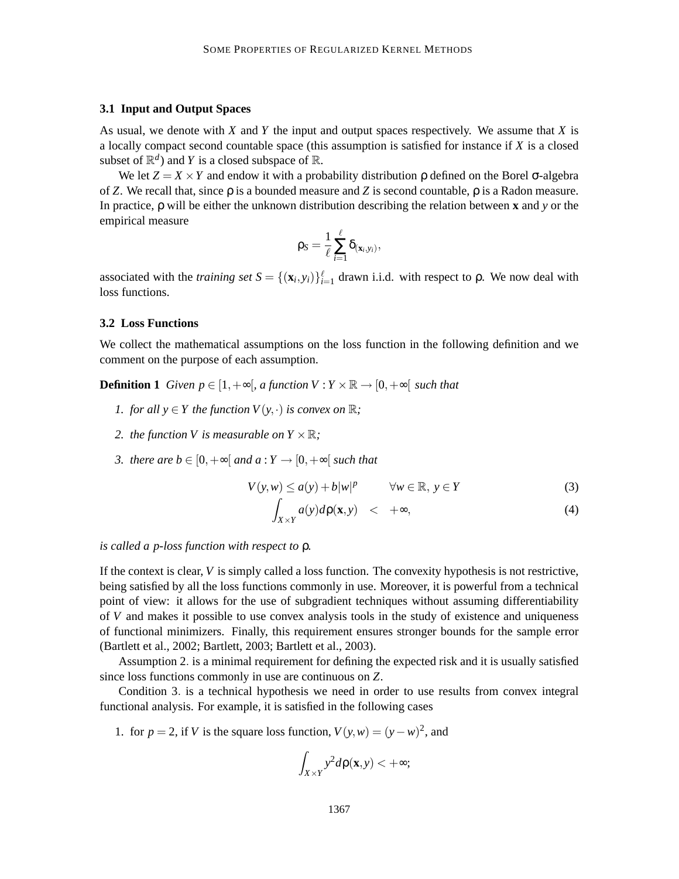### 3.1 Input and Output Spaces

As usual, we denote with $X$ and $Y$ the input and output spaces respectively. We assume that $X$ is a locally compact second countable space (this assumption is satisfied for instance if $X$ is a closed subset of $\mathbb{R}^d$) and $Y$ is a closed subspace of $\mathbb{R}$.

We let $Z = X \times Y$ and endow it with a probability distribution $\rho$ defined on the Borel $\sigma$-algebra of $Z$. We recall that, since $\rho$ is a bounded measure and $Z$ is second countable, $\rho$ is a Radon measure. In practice, $\rho$ will be either the unknown distribution describing the relation between $\mathbf{x}$ and $y$ or the empirical measure

$$\rho_S = \frac{1}{\ell} \sum_{i=1}^{\ell} \delta_{(\mathbf{x}_i, y_i)},$$

associated with the *training set* $S = \{(\mathbf{x}_i, y_i)\}_{i=1}^{\ell}$ drawn i.i.d. with respect to $\rho$. We now deal with loss functions.

### 3.2 Loss Functions

We collect the mathematical assumptions on the loss function in the following definition and we comment on the purpose of each assumption.

**Definition 1** *Given $p \in [1, +\infty[$, a function $V : Y \times \mathbb{R} \to [0, +\infty[$ such that*

1. *for all $y \in Y$ the function $V(y, \cdot)$ is convex on $\mathbb{R}$;*
2. *the function $V$ is measurable on $Y \times \mathbb{R}$;*
3. *there are $b \in [0, +\infty[$ and $a : Y \to [0, +\infty[$ such that*

$$V(y, w) \le a(y) + b|w|^p \qquad \forall w \in \mathbb{R},\ y \in Y \tag{3}$$

$$\int_{X \times Y} a(y) d\rho(\mathbf{x}, y) \quad < \quad +\infty, \tag{4}$$

*is called a $p$-loss function with respect to $\rho$.*

If the context is clear, $V$ is simply called a loss function. The convexity hypothesis is not restrictive, being satisfied by all the loss functions commonly in use. Moreover, it is powerful from a technical point of view: it allows for the use of subgradient techniques without assuming differentiability of $V$ and makes it possible to use convex analysis tools in the study of existence and uniqueness of functional minimizers. Finally, this requirement ensures stronger bounds for the sample error (Bartlett et al., 2002; Bartlett, 2003; Bartlett et al., 2003).

Assumption 2. is a minimal requirement for defining the expected risk and it is usually satisfied since loss functions commonly in use are continuous on $Z$.

Condition 3. is a technical hypothesis we need in order to use results from convex integral functional analysis. For example, it is satisfied in the following cases

1. for $p = 2$, if $V$ is the square loss function, $V(y, w) = (y - w)^2$, and

$$\int_{X \times Y} y^2 d\rho(\mathbf{x}, y) < +\infty;$$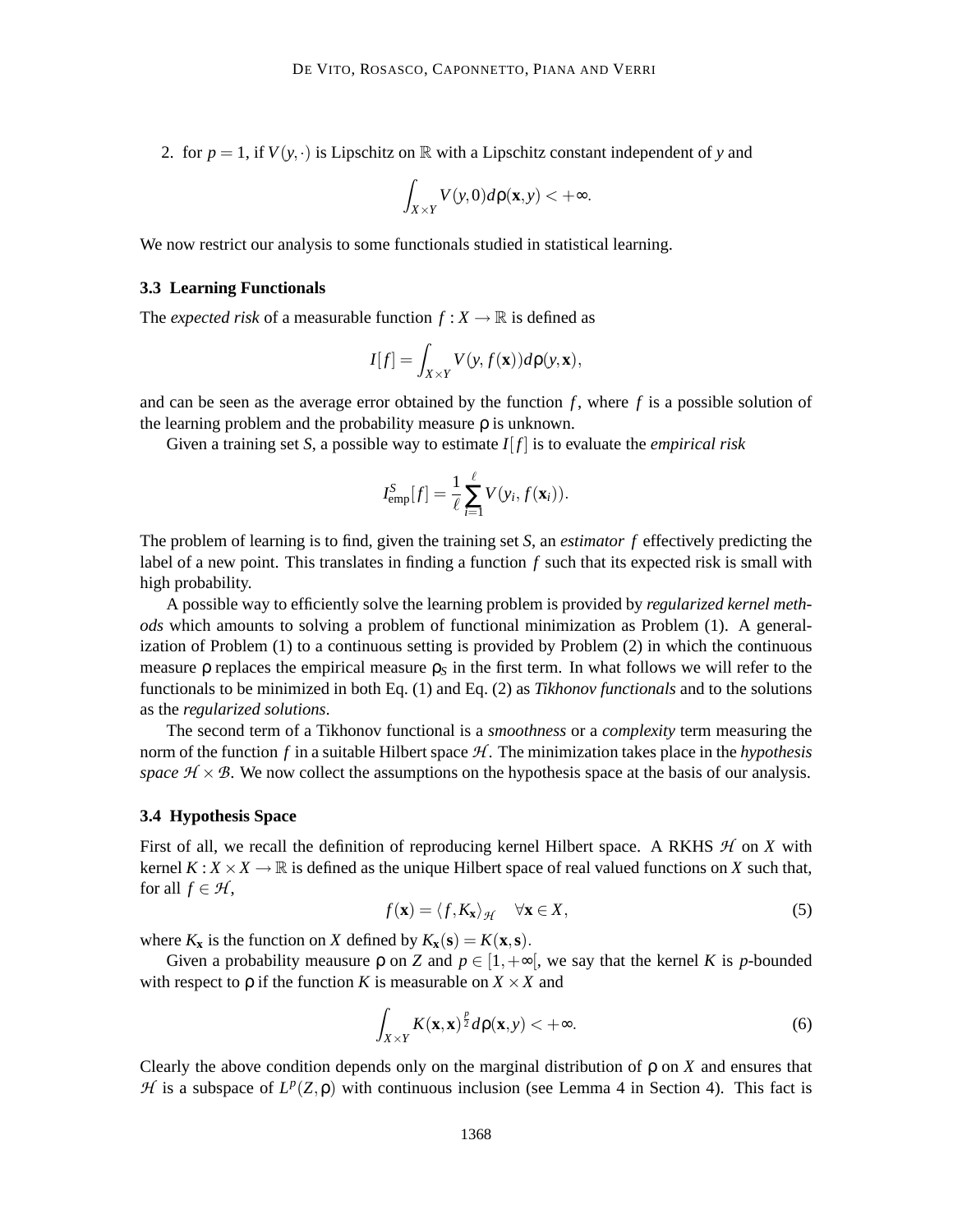2. for $p = 1$, if $V(y, \cdot)$ is Lipschitz on $\mathbb{R}$ with a Lipschitz constant independent of $y$ and

$$\int_{X \times Y} V(y, 0) d\rho(\mathbf{x}, y) < +\infty.$$

We now restrict our analysis to some functionals studied in statistical learning.

### 3.3 Learning Functionals

The *expected risk* of a measurable function $f : X \to \mathbb{R}$ is defined as

$$I[f] = \int_{X \times Y} V(y, f(\mathbf{x})) d\rho(y, \mathbf{x}),$$

and can be seen as the average error obtained by the function $f$, where $f$ is a possible solution of the learning problem and the probability measure $\rho$ is unknown.

Given a training set $S$, a possible way to estimate $I[f]$ is to evaluate the *empirical risk*

$$I^S_{\mathrm{emp}}[f] = \frac{1}{\ell} \sum_{i=1}^{\ell} V(y_i, f(\mathbf{x}_i)).$$

The problem of learning is to find, given the training set $S$, an *estimator* $f$ effectively predicting the label of a new point. This translates in finding a function $f$ such that its expected risk is small with high probability.

A possible way to efficiently solve the learning problem is provided by *regularized kernel methods* which amounts to solving a problem of functional minimization as Problem (1). A generalization of Problem (1) to a continuous setting is provided by Problem (2) in which the continuous measure $\rho$ replaces the empirical measure $\rho_S$ in the first term. In what follows we will refer to the functionals to be minimized in both Eq. (1) and Eq. (2) as *Tikhonov functionals* and to the solutions as the *regularized solutions*.

The second term of a Tikhonov functional is a *smoothness* or a *complexity* term measuring the norm of the function $f$ in a suitable Hilbert space $\mathcal{H}$. The minimization takes place in the *hypothesis space* $\mathcal{H} \times \mathcal{B}$. We now collect the assumptions on the hypothesis space at the basis of our analysis.

### 3.4 Hypothesis Space

First of all, we recall the definition of reproducing kernel Hilbert space. A RKHS $\mathcal{H}$ on $X$ with kernel $K : X \times X \to \mathbb{R}$ is defined as the unique Hilbert space of real valued functions on $X$ such that, for all $f \in \mathcal{H}$,

$$f(\mathbf{x}) = \langle f, K_{\mathbf{x}} \rangle_{\mathcal{H}} \quad \forall \mathbf{x} \in X, \tag{5}$$

where $K_{\mathbf{x}}$ is the function on $X$ defined by $K_{\mathbf{x}}(\mathbf{s}) = K(\mathbf{x}, \mathbf{s})$.

Given a probability meausure $\rho$ on $Z$ and $p \in [1, +\infty[$, we say that the kernel $K$ is $p$-bounded with respect to $\rho$ if the function $K$ is measurable on $X \times X$ and

$$\int_{X \times Y} K(\mathbf{x}, \mathbf{x})^{\frac{p}{2}} d\rho(\mathbf{x}, y) < +\infty. \tag{6}$$

Clearly the above condition depends only on the marginal distribution of $\rho$ on $X$ and ensures that $\mathcal{H}$ is a subspace of $L^p(Z, \rho)$ with continuous inclusion (see Lemma 4 in Section 4). This fact is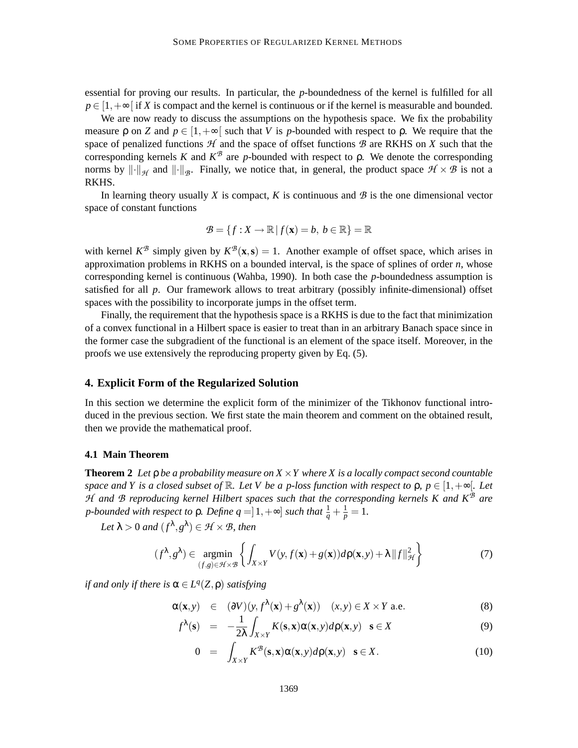essential for proving our results. In particular, the $p$-boundedness of the kernel is fulfilled for all $p \in [1,+\infty[$ if $X$ is compact and the kernel is continuous or if the kernel is measurable and bounded.

We are now ready to discuss the assumptions on the hypothesis space. We fix the probability measure $\rho$ on $Z$ and $p \in [1,+\infty[$ such that $V$ is $p$-bounded with respect to $\rho$. We require that the space of penalized functions $\mathcal{H}$ and the space of offset functions $\mathcal{B}$ are RKHS on $X$ such that the corresponding kernels $K$ and $K^{\mathcal{B}}$ are $p$-bounded with respect to $\rho$. We denote the corresponding norms by $\|\cdot\|_{\mathcal{H}}$ and $\|\cdot\|_{\mathcal{B}}$. Finally, we notice that, in general, the product space $\mathcal{H} \times \mathcal{B}$ is not a RKHS.

In learning theory usually $X$ is compact, $K$ is continuous and $\mathcal{B}$ is the one dimensional vector space of constant functions

$$\mathcal{B} = \{ f : X \to \mathbb{R} \,|\, f(\mathbf{x}) = b,\ b \in \mathbb{R}\} = \mathbb{R}$$

with kernel $K^{\mathcal{B}}$ simply given by $K^{\mathcal{B}}(\mathbf{x},\mathbf{s}) = 1$. Another example of offset space, which arises in approximation problems in RKHS on a bounded interval, is the space of splines of order $n$, whose corresponding kernel is continuous (Wahba, 1990). In both case the $p$-boundedness assumption is satisfied for all $p$. Our framework allows to treat arbitrary (possibly infinite-dimensional) offset spaces with the possibility to incorporate jumps in the offset term.

Finally, the requirement that the hypothesis space is a RKHS is due to the fact that minimization of a convex functional in a Hilbert space is easier to treat than in an arbitrary Banach space since in the former case the subgradient of the functional is an element of the space itself. Moreover, in the proofs we use extensively the reproducing property given by Eq. (5).

## 4. Explicit Form of the Regularized Solution

In this section we determine the explicit form of the minimizer of the Tikhonov functional introduced in the previous section. We first state the main theorem and comment on the obtained result, then we provide the mathematical proof.

### 4.1 Main Theorem

**Theorem 2** *Let $\rho$ be a probability measure on $X \times Y$ where $X$ is a locally compact second countable space and $Y$ is a closed subset of $\mathbb{R}$. Let $V$ be a $p$-loss function with respect to $\rho$, $p \in [1,+\infty[$. Let $\mathcal{H}$ and $\mathcal{B}$ reproducing kernel Hilbert spaces such that the corresponding kernels $K$ and $K^{\mathcal{B}}$ are $p$-bounded with respect to $\rho$. Define $q = ]1,+\infty]$ such that $\frac{1}{q} + \frac{1}{p} = 1$.*

*Let $\lambda > 0$ and $(f^\lambda, g^\lambda) \in \mathcal{H} \times \mathcal{B}$, then*

$$(f^\lambda, g^\lambda) \in \underset{(f,g)\in\mathcal{H}\times\mathcal{B}}{\operatorname{argmin}} \left\{ \int_{X\times Y} V(y, f(\mathbf{x}) + g(\mathbf{x})) d\rho(\mathbf{x},y) + \lambda \|f\|^2_{\mathcal{H}} \right\} \tag{7}$$

*if and only if there is $\alpha \in L^q(Z,\rho)$ satisfying*

$$\alpha(\mathbf{x},y) \in (\partial V)(y, f^\lambda(\mathbf{x}) + g^\lambda(\mathbf{x})) \quad (x,y) \in X \times Y \text{ a.e.} \tag{8}$$

$$f^\lambda(\mathbf{s}) = -\frac{1}{2\lambda} \int_{X\times Y} K(\mathbf{s},\mathbf{x})\alpha(\mathbf{x},y) d\rho(\mathbf{x},y) \quad \mathbf{s} \in X \tag{9}$$

$$0 = \int_{X\times Y} K^{\mathcal{B}}(\mathbf{s},\mathbf{x})\alpha(\mathbf{x},y) d\rho(\mathbf{x},y) \quad \mathbf{s} \in X. \tag{10}$$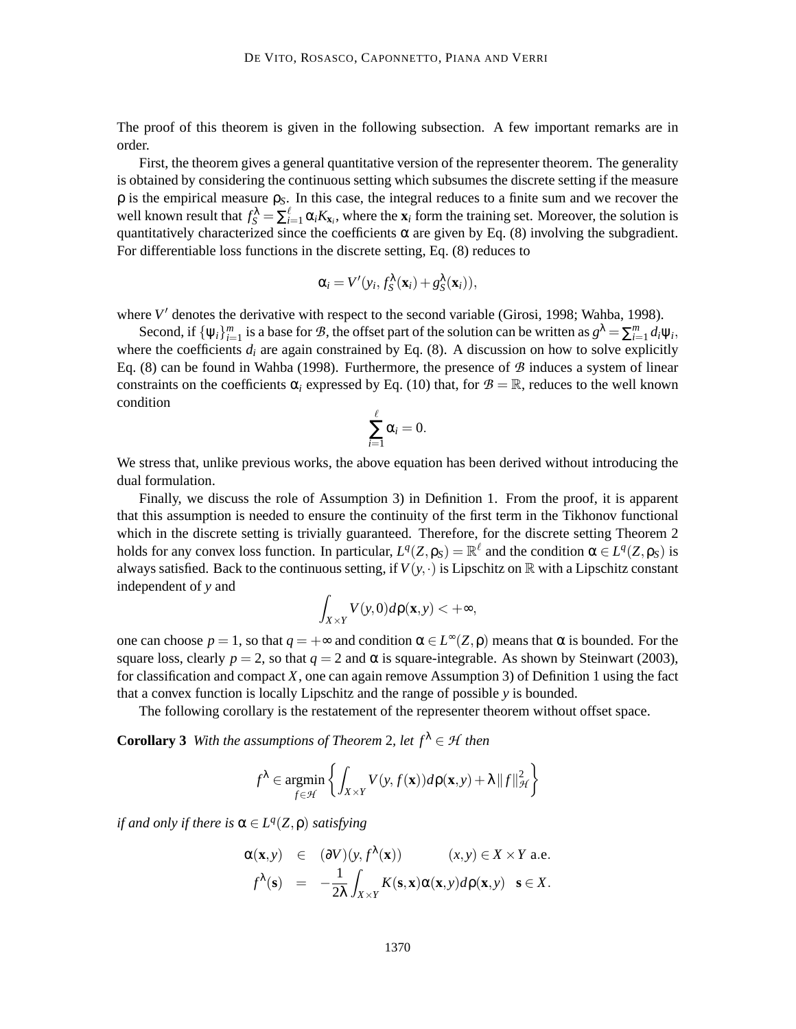The proof of this theorem is given in the following subsection. A few important remarks are in order.

First, the theorem gives a general quantitative version of the representer theorem. The generality is obtained by considering the continuous setting which subsumes the discrete setting if the measure $\rho$ is the empirical measure $\rho_S$. In this case, the integral reduces to a finite sum and we recover the well known result that $f_S^\lambda = \sum_{i=1}^{\ell} \alpha_i K_{\mathbf{x}_i}$, where the $\mathbf{x}_i$ form the training set. Moreover, the solution is quantitatively characterized since the coefficients $\alpha$ are given by Eq. (8) involving the subgradient. For differentiable loss functions in the discrete setting, Eq. (8) reduces to

$$\alpha_i = V'(y_i, f_S^\lambda(\mathbf{x}_i) + g_S^\lambda(\mathbf{x}_i)),$$

where $V'$ denotes the derivative with respect to the second variable (Girosi, 1998; Wahba, 1998).

Second, if $\{\psi_i\}_{i=1}^m$ is a base for $\mathcal{B}$, the offset part of the solution can be written as $g^\lambda = \sum_{i=1}^m d_i \psi_i$, where the coefficients $d_i$ are again constrained by Eq. (8). A discussion on how to solve explicitly Eq. (8) can be found in Wahba (1998). Furthermore, the presence of $\mathcal{B}$ induces a system of linear constraints on the coefficients $\alpha_i$ expressed by Eq. (10) that, for $\mathcal{B} = \mathbb{R}$, reduces to the well known condition

$$\sum_{i=1}^{\ell} \alpha_i = 0.$$

We stress that, unlike previous works, the above equation has been derived without introducing the dual formulation.

Finally, we discuss the role of Assumption 3) in Definition 1. From the proof, it is apparent that this assumption is needed to ensure the continuity of the first term in the Tikhonov functional which in the discrete setting is trivially guaranteed. Therefore, for the discrete setting Theorem 2 holds for any convex loss function. In particular, $L^q(Z, \rho_S) = \mathbb{R}^\ell$ and the condition $\alpha \in L^q(Z, \rho_S)$ is always satisfied. Back to the continuous setting, if $V(y, \cdot)$ is Lipschitz on $\mathbb{R}$ with a Lipschitz constant independent of $y$ and

$$\int_{X \times Y} V(y, 0) d\rho(\mathbf{x}, y) < +\infty,$$

one can choose $p = 1$, so that $q = +\infty$ and condition $\alpha \in L^\infty(Z, \rho)$ means that $\alpha$ is bounded. For the square loss, clearly $p = 2$, so that $q = 2$ and $\alpha$ is square-integrable. As shown by Steinwart (2003), for classification and compact $X$, one can again remove Assumption 3) of Definition 1 using the fact that a convex function is locally Lipschitz and the range of possible $y$ is bounded.

The following corollary is the restatement of the representer theorem without offset space.

**Corollary 3** *With the assumptions of Theorem 2, let $f^\lambda \in \mathcal{H}$ then*

$$f^\lambda \in \operatorname*{argmin}_{f \in \mathcal{H}} \left\{ \int_{X \times Y} V(y, f(\mathbf{x})) d\rho(\mathbf{x}, y) + \lambda \|f\|_{\mathcal{H}}^2 \right\}$$

*if and only if there is $\alpha \in L^q(Z, \rho)$ satisfying*

$$\begin{aligned}
\alpha(\mathbf{x}, y) &\in (\partial V)(y, f^\lambda(\mathbf{x})) \qquad (x, y) \in X \times Y \text{ a.e.} \\
f^\lambda(\mathbf{s}) &= -\frac{1}{2\lambda} \int_{X \times Y} K(\mathbf{s}, \mathbf{x}) \alpha(\mathbf{x}, y) d\rho(\mathbf{x}, y) \quad \mathbf{s} \in X.
\end{aligned}$$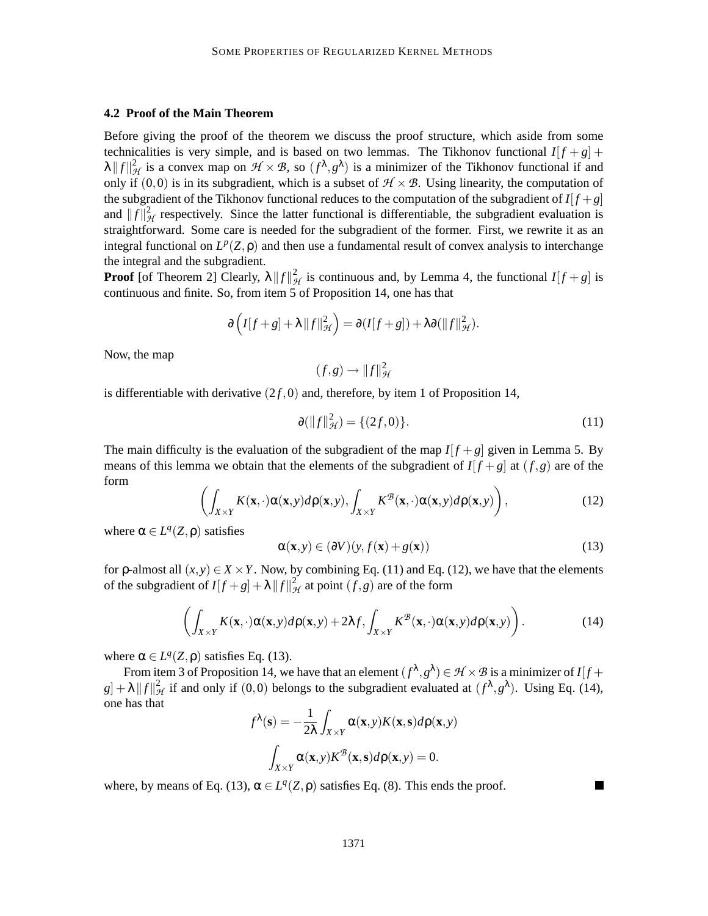### 4.2 Proof of the Main Theorem

Before giving the proof of the theorem we discuss the proof structure, which aside from some technicalities is very simple, and is based on two lemmas. The Tikhonov functional $I[f+g]+\lambda\|f\|_{\mathcal{H}}^2$ is a convex map on $\mathcal{H}\times\mathcal{B}$, so $(f^\lambda,g^\lambda)$ is a minimizer of the Tikhonov functional if and only if $(0,0)$ is in its subgradient, which is a subset of $\mathcal{H}\times\mathcal{B}$. Using linearity, the computation of the subgradient of the Tikhonov functional reduces to the computation of the subgradient of $I[f+g]$ and $\|f\|_{\mathcal{H}}^2$ respectively. Since the latter functional is differentiable, the subgradient evaluation is straightforward. Some care is needed for the subgradient of the former. First, we rewrite it as an integral functional on $L^p(Z,\rho)$ and then use a fundamental result of convex analysis to interchange the integral and the subgradient.

**Proof** [of Theorem 2] Clearly, $\lambda\|f\|_{\mathcal{H}}^2$ is continuous and, by Lemma 4, the functional $I[f+g]$ is continuous and finite. So, from item 5 of Proposition 14, one has that

$$\partial\left(I[f+g]+\lambda\|f\|_{\mathcal{H}}^2\right)=\partial(I[f+g])+\lambda\partial(\|f\|_{\mathcal{H}}^2).$$

Now, the map

$$(f,g)\to\|f\|_{\mathcal{H}}^2$$

is differentiable with derivative $(2f,0)$ and, therefore, by item 1 of Proposition 14,

$$\partial(\|f\|_{\mathcal{H}}^2)=\{(2f,0)\}. \tag{11}$$

The main difficulty is the evaluation of the subgradient of the map $I[f+g]$ given in Lemma 5. By means of this lemma we obtain that the elements of the subgradient of $I[f+g]$ at $(f,g)$ are of the form

$$\left(\int_{X\times Y}K(\mathbf{x},\cdot)\alpha(\mathbf{x},y)d\rho(\mathbf{x},y),\int_{X\times Y}K^{\mathcal{B}}(\mathbf{x},\cdot)\alpha(\mathbf{x},y)d\rho(\mathbf{x},y)\right), \tag{12}$$

where $\alpha\in L^q(Z,\rho)$ satisfies

$$\alpha(\mathbf{x},y)\in(\partial V)(y,f(\mathbf{x})+g(\mathbf{x})) \tag{13}$$

for $\rho$-almost all $(x,y)\in X\times Y$. Now, by combining Eq. (11) and Eq. (12), we have that the elements of the subgradient of $I[f+g]+\lambda\|f\|_{\mathcal{H}}^2$ at point $(f,g)$ are of the form

$$\left(\int_{X\times Y}K(\mathbf{x},\cdot)\alpha(\mathbf{x},y)d\rho(\mathbf{x},y)+2\lambda f,\int_{X\times Y}K^{\mathcal{B}}(\mathbf{x},\cdot)\alpha(\mathbf{x},y)d\rho(\mathbf{x},y)\right). \tag{14}$$

where $\alpha\in L^q(Z,\rho)$ satisfies Eq. (13).

From item 3 of Proposition 14, we have that an element $(f^\lambda,g^\lambda)\in\mathcal{H}\times\mathcal{B}$ is a minimizer of $I[f+g]+\lambda\|f\|_{\mathcal{H}}^2$ if and only if $(0,0)$ belongs to the subgradient evaluated at $(f^\lambda,g^\lambda)$. Using Eq. (14), one has that

$$f^\lambda(\mathbf{s})=-\frac{1}{2\lambda}\int_{X\times Y}\alpha(\mathbf{x},y)K(\mathbf{x},\mathbf{s})d\rho(\mathbf{x},y)$$

$$\int_{X\times Y}\alpha(\mathbf{x},y)K^{\mathcal{B}}(\mathbf{x},\mathbf{s})d\rho(\mathbf{x},y)=0.$$

where, by means of Eq. (13), $\alpha\in L^q(Z,\rho)$ satisfies Eq. (8). This ends the proof. ■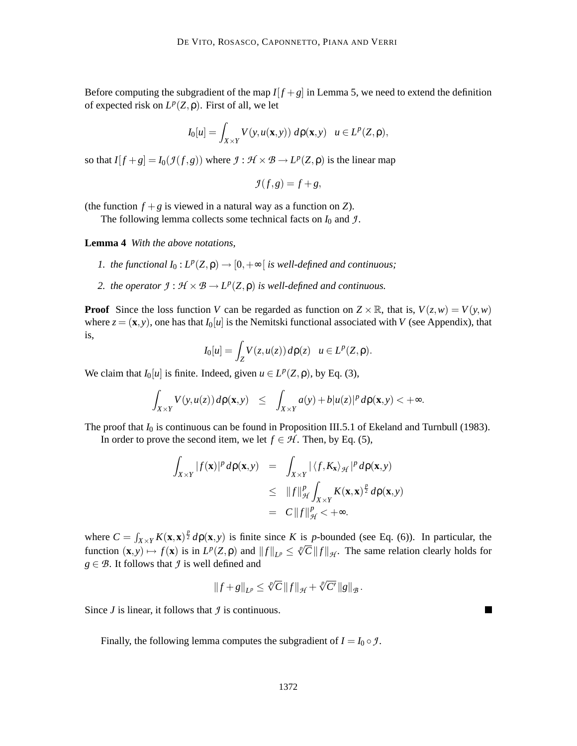Before computing the subgradient of the map $I[f+g]$ in Lemma 5, we need to extend the definition of expected risk on $L^p(Z,\rho)$. First of all, we let

$$I_0[u] = \int_{X\times Y} V(y, u(\mathbf{x},y))\, d\rho(\mathbf{x},y) \quad u \in L^p(Z,\rho),$$

so that $I[f+g] = I_0(\mathcal{J}(f,g))$ where $\mathcal{J} : \mathcal{H}\times\mathcal{B} \to L^p(Z,\rho)$ is the linear map

$$\mathcal{J}(f,g) = f+g,$$

(the function $f+g$ is viewed in a natural way as a function on $Z$).

The following lemma collects some technical facts on $I_0$ and $\mathcal{J}$.

**Lemma 4** *With the above notations,*

1. *the functional $I_0 : L^p(Z,\rho) \to [0,+\infty[$ is well-defined and continuous;*
2. *the operator $\mathcal{J} : \mathcal{H}\times\mathcal{B} \to L^p(Z,\rho)$ is well-defined and continuous.*

**Proof** Since the loss function $V$ can be regarded as function on $Z\times\mathbb{R}$, that is, $V(z,w) = V(y,w)$ where $z = (\mathbf{x},y)$, one has that $I_0[u]$ is the Nemitski functional associated with $V$ (see Appendix), that is,

$$I_0[u] = \int_Z V(z,u(z))\, d\rho(z) \quad u \in L^p(Z,\rho).$$

We claim that $I_0[u]$ is finite. Indeed, given $u \in L^p(Z,\rho)$, by Eq. (3),

$$\int_{X\times Y} V(y,u(z))\, d\rho(\mathbf{x},y) \quad\leq\quad \int_{X\times Y} a(y) + b|u(z)|^p\, d\rho(\mathbf{x},y) < +\infty.$$

The proof that $I_0$ is continuous can be found in Proposition III.5.1 of Ekeland and Turnbull (1983).

In order to prove the second item, we let $f \in \mathcal{H}$. Then, by Eq. (5),

$$\begin{aligned}
\int_{X\times Y} |f(\mathbf{x})|^p\, d\rho(\mathbf{x},y) &= \int_{X\times Y} |\langle f, K_{\mathbf{x}}\rangle_{\mathcal{H}}|^p\, d\rho(\mathbf{x},y) \\
&\leq \|f\|^p_{\mathcal{H}} \int_{X\times Y} K(\mathbf{x},\mathbf{x})^{\frac{p}{2}}\, d\rho(\mathbf{x},y) \\
&= C\|f\|^p_{\mathcal{H}} < +\infty.
\end{aligned}$$

where $C = \int_{X\times Y} K(\mathbf{x},\mathbf{x})^{\frac{p}{2}}\, d\rho(\mathbf{x},y)$ is finite since $K$ is $p$-bounded (see Eq. (6)). In particular, the function $(\mathbf{x},y) \mapsto f(\mathbf{x})$ is in $L^p(Z,\rho)$ and $\|f\|_{L^p} \leq \sqrt[p]{C}\|f\|_{\mathcal{H}}$. The same relation clearly holds for $g \in \mathcal{B}$. It follows that $\mathcal{J}$ is well defined and

$$\|f+g\|_{L^p} \leq \sqrt[p]{C}\|f\|_{\mathcal{H}} + \sqrt[p]{C'}\|g\|_{\mathcal{B}}.$$

Since $J$ is linear, it follows that $\mathcal{J}$ is continuous. ∎

Finally, the following lemma computes the subgradient of $I = I_0 \circ \mathcal{J}$.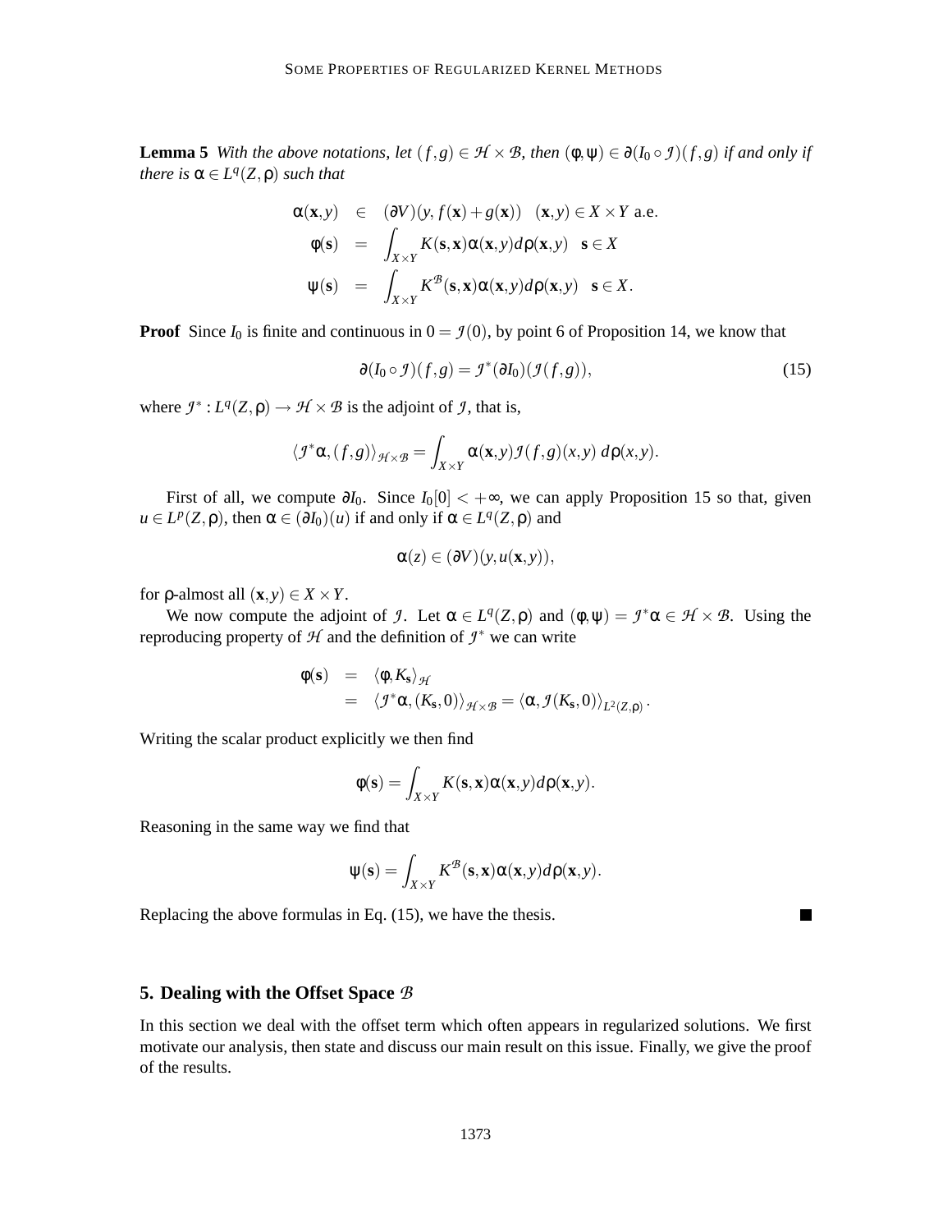**Lemma 5** *With the above notations, let $(f,g) \in \mathcal{H} \times \mathcal{B}$, then $(\varphi,\psi) \in \partial(I_0 \circ \mathcal{I})(f,g)$ if and only if there is $\alpha \in L^q(Z,\rho)$ such that*

$$
\begin{aligned}
\alpha(\mathbf{x},y) &\in (\partial V)(y, f(\mathbf{x}) + g(\mathbf{x})) \quad (\mathbf{x},y) \in X \times Y \text{ a.e.} \\
\varphi(\mathbf{s}) &= \int_{X \times Y} K(\mathbf{s},\mathbf{x})\alpha(\mathbf{x},y) d\rho(\mathbf{x},y) \quad \mathbf{s} \in X \\
\psi(\mathbf{s}) &= \int_{X \times Y} K^{\mathcal{B}}(\mathbf{s},\mathbf{x})\alpha(\mathbf{x},y) d\rho(\mathbf{x},y) \quad \mathbf{s} \in X.
\end{aligned}
$$

**Proof** Since $I_0$ is finite and continuous in $0 = \mathcal{I}(0)$, by point 6 of Proposition 14, we know that

$$
\partial(I_0 \circ \mathcal{I})(f,g) = \mathcal{I}^*(\partial I_0)(\mathcal{I}(f,g)), \tag{15}
$$

where $\mathcal{I}^* : L^q(Z,\rho) \to \mathcal{H} \times \mathcal{B}$ is the adjoint of $\mathcal{I}$, that is,

$$
\langle \mathcal{I}^*\alpha, (f,g) \rangle_{\mathcal{H} \times \mathcal{B}} = \int_{X \times Y} \alpha(\mathbf{x},y) \mathcal{I}(f,g)(x,y) \, d\rho(x,y).
$$

First of all, we compute $\partial I_0$. Since $I_0[0] < +\infty$, we can apply Proposition 15 so that, given $u \in L^p(Z,\rho)$, then $\alpha \in (\partial I_0)(u)$ if and only if $\alpha \in L^q(Z,\rho)$ and

$$
\alpha(z) \in (\partial V)(y, u(\mathbf{x},y)),
$$

for $\rho$-almost all $(\mathbf{x},y) \in X \times Y$.

We now compute the adjoint of $\mathcal{I}$. Let $\alpha \in L^q(Z,\rho)$ and $(\varphi,\psi) = \mathcal{I}^*\alpha \in \mathcal{H} \times \mathcal{B}$. Using the reproducing property of $\mathcal{H}$ and the definition of $\mathcal{I}^*$ we can write

$$
\begin{aligned}
\varphi(\mathbf{s}) &= \langle \varphi, K_{\mathbf{s}} \rangle_{\mathcal{H}} \\
&= \langle \mathcal{I}^*\alpha, (K_{\mathbf{s}}, 0) \rangle_{\mathcal{H} \times \mathcal{B}} = \langle \alpha, \mathcal{I}(K_{\mathbf{s}}, 0) \rangle_{L^2(Z,\rho)}.
\end{aligned}
$$

Writing the scalar product explicitly we then find

$$
\varphi(\mathbf{s}) = \int_{X \times Y} K(\mathbf{s},\mathbf{x})\alpha(\mathbf{x},y) d\rho(\mathbf{x},y).
$$

Reasoning in the same way we find that

$$
\psi(\mathbf{s}) = \int_{X \times Y} K^{\mathcal{B}}(\mathbf{s},\mathbf{x})\alpha(\mathbf{x},y) d\rho(\mathbf{x},y).
$$

Replacing the above formulas in Eq. (15), we have the thesis. ■

## 5. Dealing with the Offset Space $\mathcal{B}$

In this section we deal with the offset term which often appears in regularized solutions. We first motivate our analysis, then state and discuss our main result on this issue. Finally, we give the proof of the results.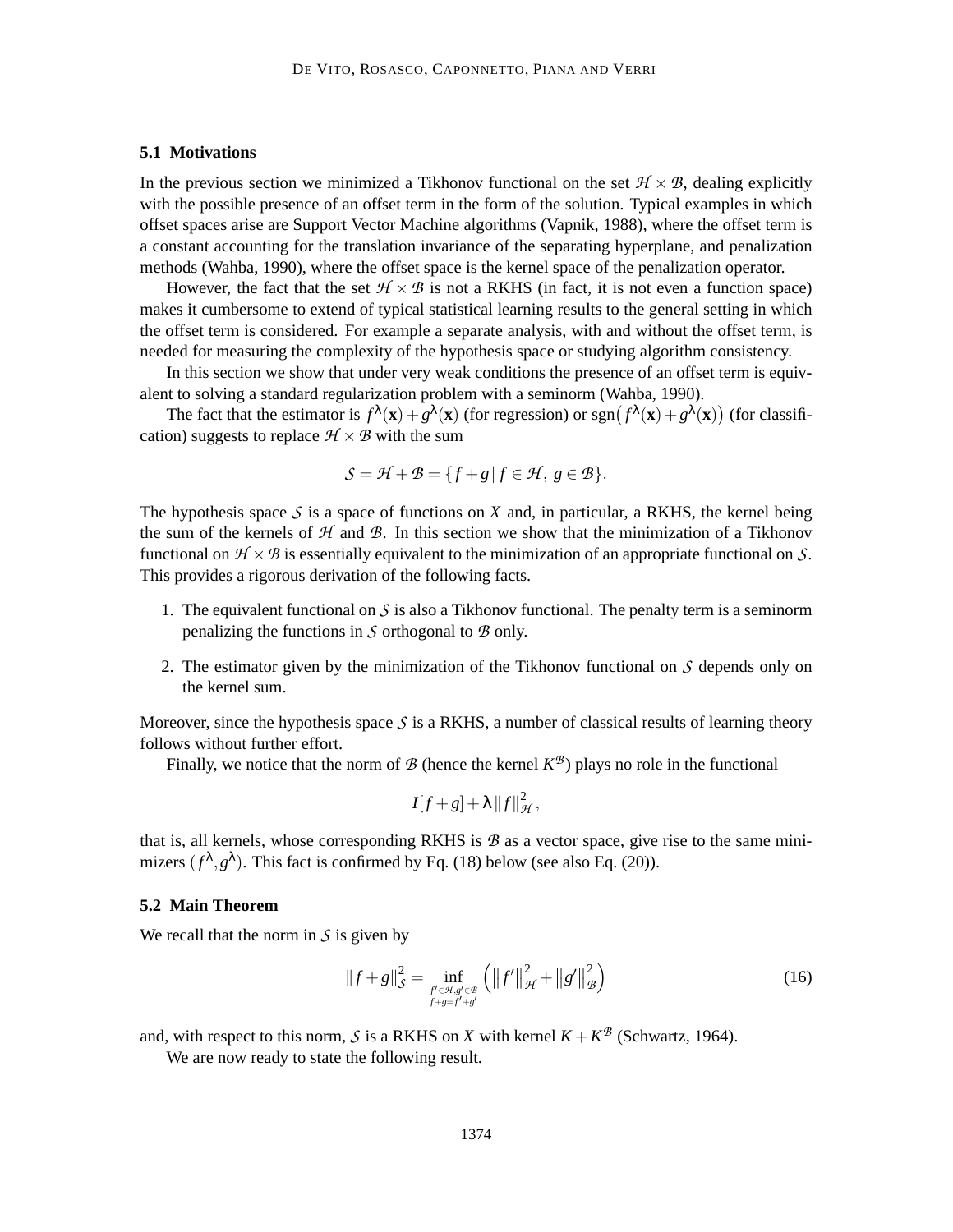### 5.1 Motivations

In the previous section we minimized a Tikhonov functional on the set $\mathcal{H} \times \mathcal{B}$, dealing explicitly with the possible presence of an offset term in the form of the solution. Typical examples in which offset spaces arise are Support Vector Machine algorithms (Vapnik, 1988), where the offset term is a constant accounting for the translation invariance of the separating hyperplane, and penalization methods (Wahba, 1990), where the offset space is the kernel space of the penalization operator.

However, the fact that the set $\mathcal{H} \times \mathcal{B}$ is not a RKHS (in fact, it is not even a function space) makes it cumbersome to extend of typical statistical learning results to the general setting in which the offset term is considered. For example a separate analysis, with and without the offset term, is needed for measuring the complexity of the hypothesis space or studying algorithm consistency.

In this section we show that under very weak conditions the presence of an offset term is equivalent to solving a standard regularization problem with a seminorm (Wahba, 1990).

The fact that the estimator is $f^\lambda(\mathbf{x}) + g^\lambda(\mathbf{x})$ (for regression) or $\operatorname{sgn}\big(f^\lambda(\mathbf{x}) + g^\lambda(\mathbf{x})\big)$ (for classification) suggests to replace $\mathcal{H} \times \mathcal{B}$ with the sum

$$\mathcal{S} = \mathcal{H} + \mathcal{B} = \{ f + g \mid f \in \mathcal{H},\ g \in \mathcal{B} \}.$$

The hypothesis space $\mathcal{S}$ is a space of functions on $X$ and, in particular, a RKHS, the kernel being the sum of the kernels of $\mathcal{H}$ and $\mathcal{B}$. In this section we show that the minimization of a Tikhonov functional on $\mathcal{H} \times \mathcal{B}$ is essentially equivalent to the minimization of an appropriate functional on $\mathcal{S}$. This provides a rigorous derivation of the following facts.

1. The equivalent functional on $\mathcal{S}$ is also a Tikhonov functional. The penalty term is a seminorm penalizing the functions in $\mathcal{S}$ orthogonal to $\mathcal{B}$ only.
2. The estimator given by the minimization of the Tikhonov functional on $\mathcal{S}$ depends only on the kernel sum.

Moreover, since the hypothesis space $\mathcal{S}$ is a RKHS, a number of classical results of learning theory follows without further effort.

Finally, we notice that the norm of $\mathcal{B}$ (hence the kernel $K^{\mathcal{B}}$) plays no role in the functional

$$I[f+g] + \lambda \|f\|^2_{\mathcal{H}},$$

that is, all kernels, whose corresponding RKHS is $\mathcal{B}$ as a vector space, give rise to the same minimizers $(f^\lambda, g^\lambda)$. This fact is confirmed by Eq. (18) below (see also Eq. (20)).

### 5.2 Main Theorem

We recall that the norm in $\mathcal{S}$ is given by

$$\|f+g\|^2_{\mathcal{S}} = \inf_{\substack{f' \in \mathcal{H}, g' \in \mathcal{B} \\ f+g = f'+g'}} \left( \|f'\|^2_{\mathcal{H}} + \|g'\|^2_{\mathcal{B}} \right) \tag{16}$$

and, with respect to this norm, $\mathcal{S}$ is a RKHS on $X$ with kernel $K + K^{\mathcal{B}}$ (Schwartz, 1964).

We are now ready to state the following result.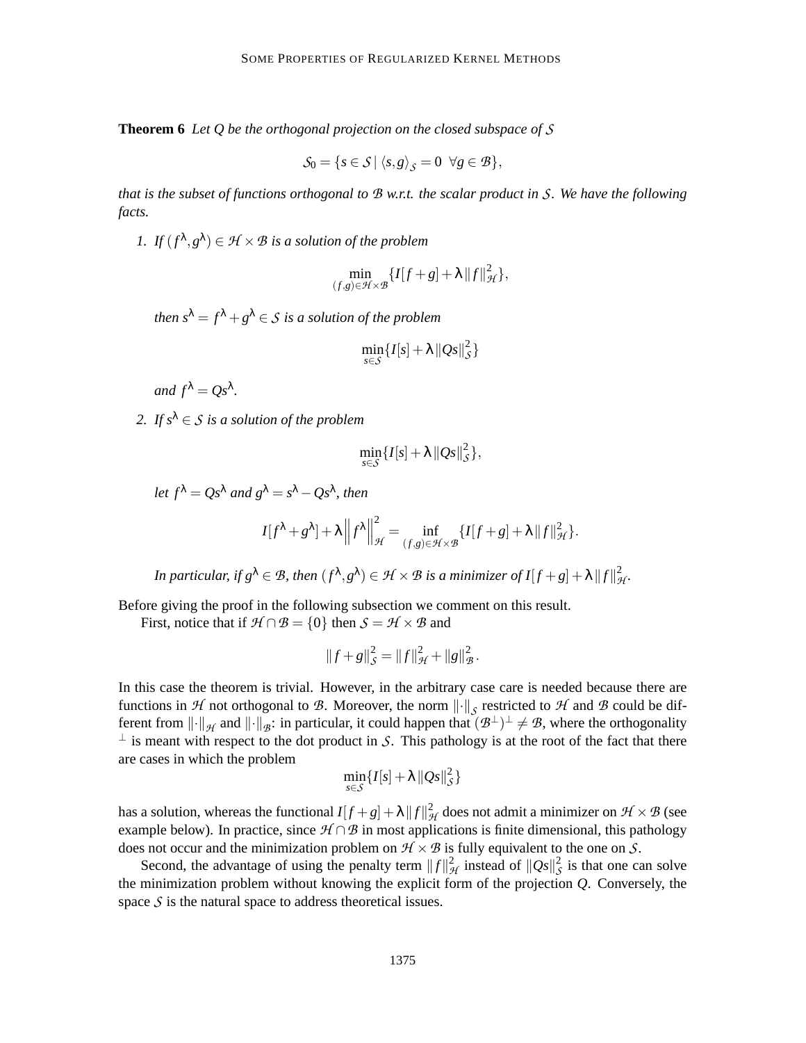**Theorem 6** *Let $Q$ be the orthogonal projection on the closed subspace of $\mathcal{S}$*

$$\mathcal{S}_0 = \{s \in \mathcal{S} \mid \langle s, g \rangle_{\mathcal{S}} = 0 \ \ \forall g \in \mathcal{B}\},$$

*that is the subset of functions orthogonal to $\mathcal{B}$ w.r.t. the scalar product in $\mathcal{S}$. We have the following facts.*

1. *If $(f^\lambda, g^\lambda) \in \mathcal{H} \times \mathcal{B}$ is a solution of the problem*

$$\min_{(f,g)\in\mathcal{H}\times\mathcal{B}} \{I[f+g] + \lambda \|f\|_{\mathcal{H}}^2\},$$

   *then $s^\lambda = f^\lambda + g^\lambda \in \mathcal{S}$ is a solution of the problem*

$$\min_{s\in\mathcal{S}} \{I[s] + \lambda \|Qs\|_{\mathcal{S}}^2\}$$

   *and $f^\lambda = Qs^\lambda$.*

2. *If $s^\lambda \in \mathcal{S}$ is a solution of the problem*

$$\min_{s\in\mathcal{S}} \{I[s] + \lambda \|Qs\|_{\mathcal{S}}^2\},$$

   *let $f^\lambda = Qs^\lambda$ and $g^\lambda = s^\lambda - Qs^\lambda$, then*

$$I[f^\lambda + g^\lambda] + \lambda \left\| f^\lambda \right\|_{\mathcal{H}}^2 = \inf_{(f,g)\in\mathcal{H}\times\mathcal{B}} \{I[f+g] + \lambda \|f\|_{\mathcal{H}}^2\}.$$

   *In particular, if $g^\lambda \in \mathcal{B}$, then $(f^\lambda, g^\lambda) \in \mathcal{H} \times \mathcal{B}$ is a minimizer of $I[f+g] + \lambda \|f\|_{\mathcal{H}}^2$.*

Before giving the proof in the following subsection we comment on this result.

First, notice that if $\mathcal{H} \cap \mathcal{B} = \{0\}$ then $\mathcal{S} = \mathcal{H} \times \mathcal{B}$ and

$$\|f+g\|_{\mathcal{S}}^2 = \|f\|_{\mathcal{H}}^2 + \|g\|_{\mathcal{B}}^2.$$

In this case the theorem is trivial. However, in the arbitrary case care is needed because there are functions in $\mathcal{H}$ not orthogonal to $\mathcal{B}$. Moreover, the norm $\|\cdot\|_{\mathcal{S}}$ restricted to $\mathcal{H}$ and $\mathcal{B}$ could be different from $\|\cdot\|_{\mathcal{H}}$ and $\|\cdot\|_{\mathcal{B}}$: in particular, it could happen that $(\mathcal{B}^\perp)^\perp \neq \mathcal{B}$, where the orthogonality $^\perp$ is meant with respect to the dot product in $\mathcal{S}$. This pathology is at the root of the fact that there are cases in which the problem

$$\min_{s\in\mathcal{S}} \{I[s] + \lambda \|Qs\|_{\mathcal{S}}^2\}$$

has a solution, whereas the functional $I[f+g] + \lambda \|f\|_{\mathcal{H}}^2$ does not admit a minimizer on $\mathcal{H} \times \mathcal{B}$ (see example below). In practice, since $\mathcal{H} \cap \mathcal{B}$ in most applications is finite dimensional, this pathology does not occur and the minimization problem on $\mathcal{H} \times \mathcal{B}$ is fully equivalent to the one on $\mathcal{S}$.

Second, the advantage of using the penalty term $\|f\|_{\mathcal{H}}^2$ instead of $\|Qs\|_{\mathcal{S}}^2$ is that one can solve the minimization problem without knowing the explicit form of the projection $Q$. Conversely, the space $\mathcal{S}$ is the natural space to address theoretical issues.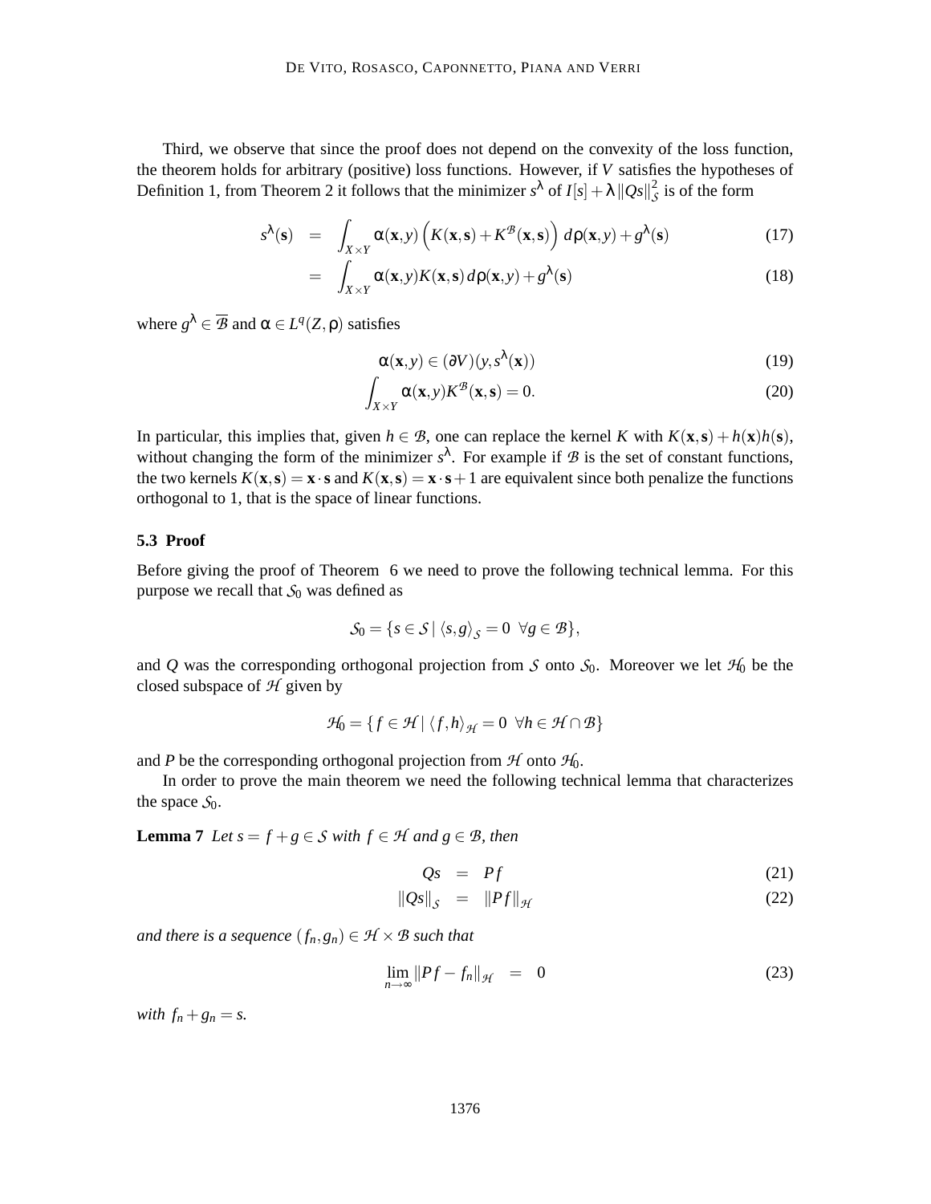Third, we observe that since the proof does not depend on the convexity of the loss function, the theorem holds for arbitrary (positive) loss functions. However, if $V$ satisfies the hypotheses of Definition 1, from Theorem 2 it follows that the minimizer $s^\lambda$ of $I[s] + \lambda \|Qs\|_{\mathcal{S}}^2$ is of the form

$$
\begin{aligned}
s^\lambda(\mathbf{s}) &= \int_{X\times Y} \alpha(\mathbf{x},y)\left(K(\mathbf{x},\mathbf{s}) + K^{\mathcal{B}}(\mathbf{x},\mathbf{s})\right) d\rho(\mathbf{x},y) + g^\lambda(\mathbf{s}) &(17)\\
&= \int_{X\times Y} \alpha(\mathbf{x},y) K(\mathbf{x},\mathbf{s})\, d\rho(\mathbf{x},y) + g^\lambda(\mathbf{s}) &(18)
\end{aligned}
$$

where $g^\lambda \in \overline{\mathcal{B}}$ and $\alpha \in L^q(Z,\rho)$ satisfies

$$
\begin{aligned}
&\alpha(\mathbf{x},y) \in (\partial V)(y, s^\lambda(\mathbf{x})) &(19)\\
&\int_{X\times Y} \alpha(\mathbf{x},y) K^{\mathcal{B}}(\mathbf{x},\mathbf{s}) = 0. &(20)
\end{aligned}
$$

In particular, this implies that, given $h \in \mathcal{B}$, one can replace the kernel $K$ with $K(\mathbf{x},\mathbf{s}) + h(\mathbf{x})h(\mathbf{s})$, without changing the form of the minimizer $s^\lambda$. For example if $\mathcal{B}$ is the set of constant functions, the two kernels $K(\mathbf{x},\mathbf{s}) = \mathbf{x}\cdot\mathbf{s}$ and $K(\mathbf{x},\mathbf{s}) = \mathbf{x}\cdot\mathbf{s} + 1$ are equivalent since both penalize the functions orthogonal to 1, that is the space of linear functions.

### 5.3 Proof

Before giving the proof of Theorem 6 we need to prove the following technical lemma. For this purpose we recall that $\mathcal{S}_0$ was defined as

$$
\mathcal{S}_0 = \{s \in \mathcal{S} \mid \langle s, g\rangle_{\mathcal{S}} = 0 \ \ \forall g \in \mathcal{B}\},
$$

and $Q$ was the corresponding orthogonal projection from $\mathcal{S}$ onto $\mathcal{S}_0$. Moreover we let $\mathcal{H}_0$ be the closed subspace of $\mathcal{H}$ given by

$$
\mathcal{H}_0 = \{f \in \mathcal{H} \mid \langle f, h\rangle_{\mathcal{H}} = 0 \ \ \forall h \in \mathcal{H}\cap\mathcal{B}\}
$$

and $P$ be the corresponding orthogonal projection from $\mathcal{H}$ onto $\mathcal{H}_0$.

In order to prove the main theorem we need the following technical lemma that characterizes the space $\mathcal{S}_0$.

**Lemma 7** *Let $s = f + g \in \mathcal{S}$ with $f \in \mathcal{H}$ and $g \in \mathcal{B}$, then*

$$
\begin{aligned}
Qs &= Pf &(21)\\
\|Qs\|_{\mathcal{S}} &= \|Pf\|_{\mathcal{H}} &(22)
\end{aligned}
$$

*and there is a sequence $(f_n, g_n) \in \mathcal{H}\times\mathcal{B}$ such that*

$$
\lim_{n\to\infty} \|Pf - f_n\|_{\mathcal{H}} = 0 \tag{23}
$$

*with $f_n + g_n = s$.*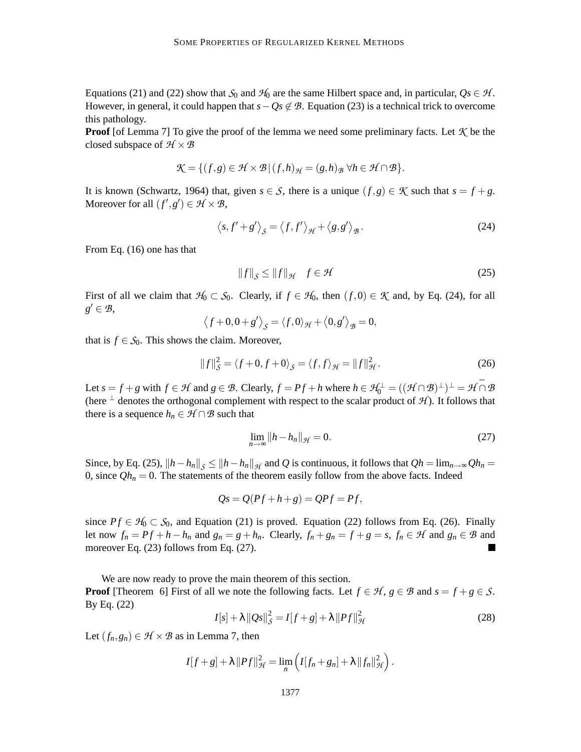Equations (21) and (22) show that $\mathcal{S}_0$ and $\mathcal{H}_0$ are the same Hilbert space and, in particular, $Qs \in \mathcal{H}$. However, in general, it could happen that $s - Qs \notin \mathcal{B}$. Equation (23) is a technical trick to overcome this pathology.

**Proof** [of Lemma 7] To give the proof of the lemma we need some preliminary facts. Let $\mathcal{K}$ be the closed subspace of $\mathcal{H} \times \mathcal{B}$

$$\mathcal{K} = \{(f,g) \in \mathcal{H} \times \mathcal{B} \,|\, (f,h)_{\mathcal{H}} = (g,h)_{\mathcal{B}} \; \forall h \in \mathcal{H} \cap \mathcal{B}\}.$$

It is known (Schwartz, 1964) that, given $s \in \mathcal{S}$, there is a unique $(f,g) \in \mathcal{K}$ such that $s = f + g$. Moreover for all $(f',g') \in \mathcal{H} \times \mathcal{B}$,

$$\left\langle s, f' + g' \right\rangle_{\mathcal{S}} = \left\langle f, f' \right\rangle_{\mathcal{H}} + \left\langle g, g' \right\rangle_{\mathcal{B}}. \tag{24}$$

From Eq. (16) one has that

$$\|f\|_{\mathcal{S}} \leq \|f\|_{\mathcal{H}} \quad f \in \mathcal{H} \tag{25}$$

First of all we claim that $\mathcal{H}_0 \subset \mathcal{S}_0$. Clearly, if $f \in \mathcal{H}_0$, then $(f,0) \in \mathcal{K}$ and, by Eq. (24), for all $g' \in \mathcal{B}$,

$$\left\langle f + 0, 0 + g' \right\rangle_{\mathcal{S}} = \langle f, 0 \rangle_{\mathcal{H}} + \left\langle 0, g' \right\rangle_{\mathcal{B}} = 0,$$

that is $f \in \mathcal{S}_0$. This shows the claim. Moreover,

$$\|f\|_{\mathcal{S}}^2 = \langle f + 0, f + 0 \rangle_{\mathcal{S}} = \langle f, f \rangle_{\mathcal{H}} = \|f\|_{\mathcal{H}}^2. \tag{26}$$

Let $s = f + g$ with $f \in \mathcal{H}$ and $g \in \mathcal{B}$. Clearly, $f = Pf + h$ where $h \in \mathcal{H}_0^{\perp} = ((\mathcal{H} \cap \mathcal{B})^{\perp})^{\perp} = \overline{\mathcal{H} \cap \mathcal{B}}$ (here $^{\perp}$ denotes the orthogonal complement with respect to the scalar product of $\mathcal{H}$). It follows that there is a sequence $h_n \in \mathcal{H} \cap \mathcal{B}$ such that

$$\lim_{n \to \infty} \|h - h_n\|_{\mathcal{H}} = 0. \tag{27}$$

Since, by Eq. (25), $\|h - h_n\|_{\mathcal{S}} \leq \|h - h_n\|_{\mathcal{H}}$ and $Q$ is continuous, it follows that $Qh = \lim_{n \to \infty} Qh_n = 0$, since $Qh_n = 0$. The statements of the theorem easily follow from the above facts. Indeed

$$Qs = Q(Pf + h + g) = QPf = Pf,$$

since $Pf \in \mathcal{H}_0 \subset \mathcal{S}_0$, and Equation (21) is proved. Equation (22) follows from Eq. (26). Finally let now $f_n = Pf + h - h_n$ and $g_n = g + h_n$. Clearly, $f_n + g_n = f + g = s$, $f_n \in \mathcal{H}$ and $g_n \in \mathcal{B}$ and moreover Eq. (23) follows from Eq. (27). ■

We are now ready to prove the main theorem of this section.

**Proof** [Theorem 6] First of all we note the following facts. Let $f \in \mathcal{H}$, $g \in \mathcal{B}$ and $s = f + g \in \mathcal{S}$. By Eq. (22)

$$I[s] + \lambda \|Qs\|_{\mathcal{S}}^2 = I[f + g] + \lambda \|Pf\|_{\mathcal{H}}^2 \tag{28}$$

Let $(f_n, g_n) \in \mathcal{H} \times \mathcal{B}$ as in Lemma 7, then

$$I[f + g] + \lambda \|Pf\|_{\mathcal{H}}^2 = \lim_{n} \left( I[f_n + g_n] + \lambda \|f_n\|_{\mathcal{H}}^2 \right).$$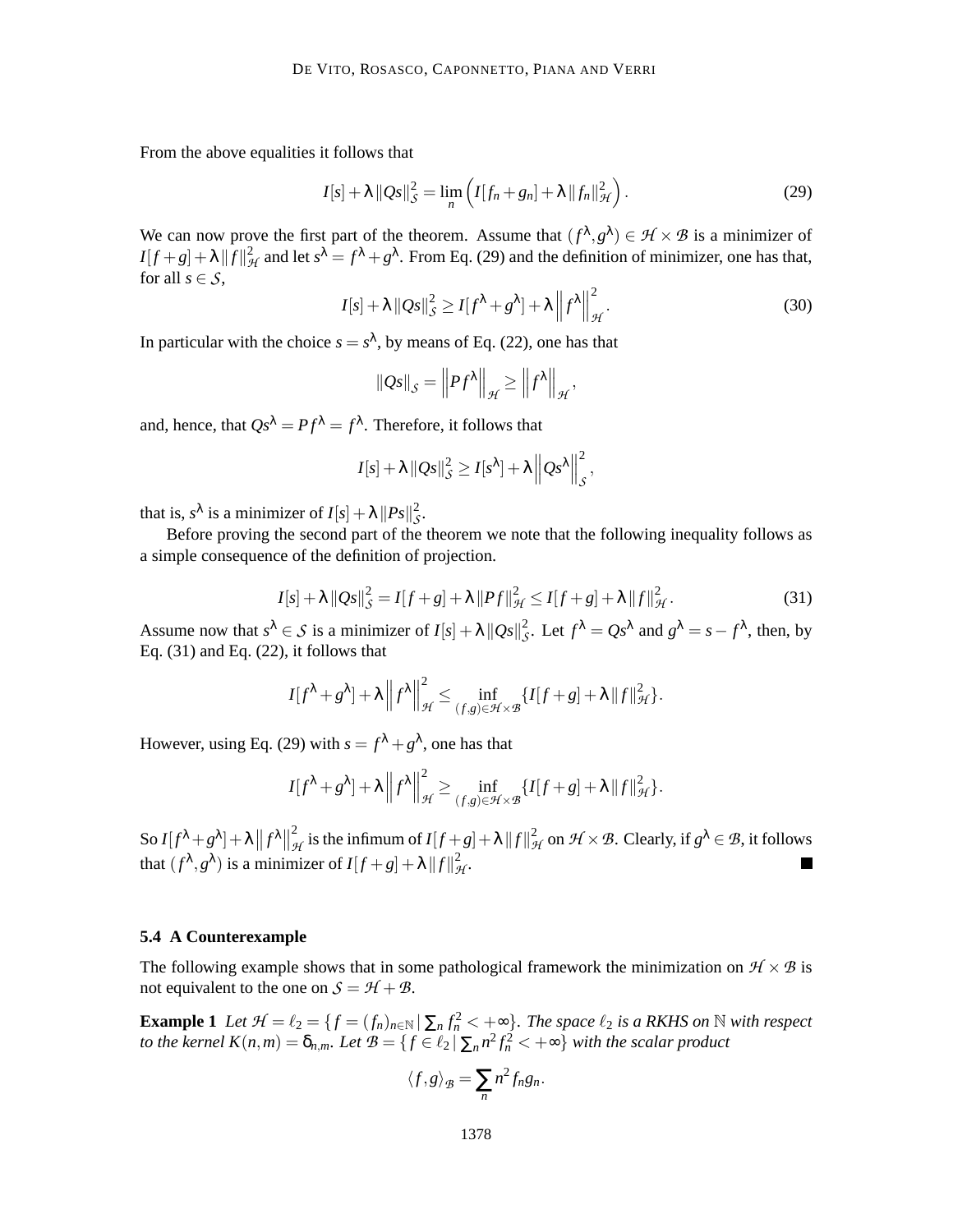From the above equalities it follows that

$$I[s] + \lambda \|Qs\|_{\mathcal{S}}^2 = \lim_n \left( I[f_n + g_n] + \lambda \|f_n\|_{\mathcal{H}}^2 \right). \tag{29}$$

We can now prove the first part of the theorem. Assume that $(f^\lambda, g^\lambda) \in \mathcal{H} \times \mathcal{B}$ is a minimizer of $I[f+g] + \lambda \|f\|_{\mathcal{H}}^2$ and let $s^\lambda = f^\lambda + g^\lambda$. From Eq. (29) and the definition of minimizer, one has that, for all $s \in \mathcal{S}$,

$$I[s] + \lambda \|Qs\|_{\mathcal{S}}^2 \geq I[f^\lambda + g^\lambda] + \lambda \left\| f^\lambda \right\|_{\mathcal{H}}^2. \tag{30}$$

In particular with the choice $s = s^\lambda$, by means of Eq. (22), one has that

$$\|Qs\|_{\mathcal{S}} = \left\| P f^\lambda \right\|_{\mathcal{H}} \geq \left\| f^\lambda \right\|_{\mathcal{H}},$$

and, hence, that $Qs^\lambda = P f^\lambda = f^\lambda$. Therefore, it follows that

$$I[s] + \lambda \|Qs\|_{\mathcal{S}}^2 \geq I[s^\lambda] + \lambda \left\| Qs^\lambda \right\|_{\mathcal{S}}^2,$$

that is, $s^\lambda$ is a minimizer of $I[s] + \lambda \|Ps\|_{\mathcal{S}}^2$.

Before proving the second part of the theorem we note that the following inequality follows as a simple consequence of the definition of projection.

$$I[s] + \lambda \|Qs\|_{\mathcal{S}}^2 = I[f+g] + \lambda \|Pf\|_{\mathcal{H}}^2 \leq I[f+g] + \lambda \|f\|_{\mathcal{H}}^2. \tag{31}$$

Assume now that $s^\lambda \in \mathcal{S}$ is a minimizer of $I[s] + \lambda \|Qs\|_{\mathcal{S}}^2$. Let $f^\lambda = Qs^\lambda$ and $g^\lambda = s - f^\lambda$, then, by Eq. (31) and Eq. (22), it follows that

$$I[f^\lambda + g^\lambda] + \lambda \left\| f^\lambda \right\|_{\mathcal{H}}^2 \leq \inf_{(f,g) \in \mathcal{H} \times \mathcal{B}} \{ I[f+g] + \lambda \|f\|_{\mathcal{H}}^2 \}.$$

However, using Eq. (29) with $s = f^\lambda + g^\lambda$, one has that

$$I[f^\lambda + g^\lambda] + \lambda \left\| f^\lambda \right\|_{\mathcal{H}}^2 \geq \inf_{(f,g) \in \mathcal{H} \times \mathcal{B}} \{ I[f+g] + \lambda \|f\|_{\mathcal{H}}^2 \}.$$

So $I[f^\lambda + g^\lambda] + \lambda \left\| f^\lambda \right\|_{\mathcal{H}}^2$ is the infimum of $I[f+g] + \lambda \|f\|_{\mathcal{H}}^2$ on $\mathcal{H} \times \mathcal{B}$. Clearly, if $g^\lambda \in \mathcal{B}$, it follows that $(f^\lambda, g^\lambda)$ is a minimizer of $I[f+g] + \lambda \|f\|_{\mathcal{H}}^2$. ■

### 5.4 A Counterexample

The following example shows that in some pathological framework the minimization on $\mathcal{H} \times \mathcal{B}$ is not equivalent to the one on $\mathcal{S} = \mathcal{H} + \mathcal{B}$.

**Example 1** *Let $\mathcal{H} = \ell_2 = \{ f = (f_n)_{n \in \mathbb{N}} \mid \sum_n f_n^2 < +\infty \}$. The space $\ell_2$ is a RKHS on $\mathbb{N}$ with respect to the kernel $K(n,m) = \delta_{n,m}$. Let $\mathcal{B} = \{ f \in \ell_2 \mid \sum_n n^2 f_n^2 < +\infty \}$ with the scalar product*

$$\langle f, g \rangle_{\mathcal{B}} = \sum_n n^2 f_n g_n.$$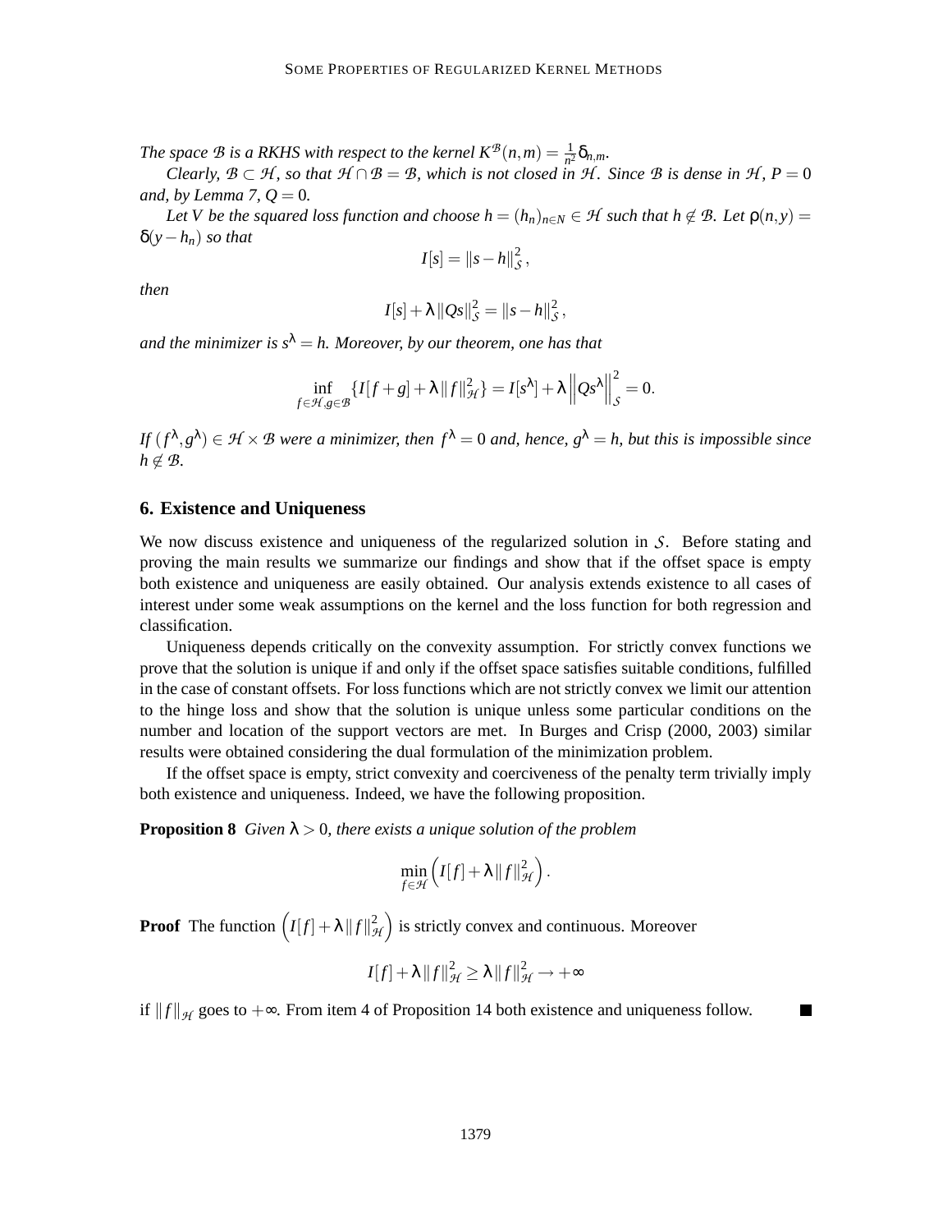*The space $\mathcal{B}$ is a RKHS with respect to the kernel $K^{\mathcal{B}}(n,m) = \frac{1}{n^2}\delta_{n,m}$.*

*Clearly, $\mathcal{B} \subset \mathcal{H}$, so that $\mathcal{H} \cap \mathcal{B} = \mathcal{B}$, which is not closed in $\mathcal{H}$. Since $\mathcal{B}$ is dense in $\mathcal{H}$, $P = 0$ and, by Lemma 7, $Q = 0$.*

*Let $V$ be the squared loss function and choose $h = (h_n)_{n\in N} \in \mathcal{H}$ such that $h \notin \mathcal{B}$. Let $\rho(n,y) = \delta(y - h_n)$ so that*

$$I[s] = \|s - h\|_{\mathcal{S}}^2,$$

*then*

$$I[s] + \lambda \|Qs\|_{\mathcal{S}}^2 = \|s - h\|_{\mathcal{S}}^2,$$

*and the minimizer is $s^\lambda = h$. Moreover, by our theorem, one has that*

$$\inf_{f\in\mathcal{H}, g\in\mathcal{B}} \{I[f+g] + \lambda \|f\|_{\mathcal{H}}^2\} = I[s^\lambda] + \lambda \left\|Qs^\lambda\right\|_{\mathcal{S}}^2 = 0.$$

*If $(f^\lambda, g^\lambda) \in \mathcal{H} \times \mathcal{B}$ were a minimizer, then $f^\lambda = 0$ and, hence, $g^\lambda = h$, but this is impossible since $h \notin \mathcal{B}$.*

## 6. Existence and Uniqueness

We now discuss existence and uniqueness of the regularized solution in $\mathcal{S}$. Before stating and proving the main results we summarize our findings and show that if the offset space is empty both existence and uniqueness are easily obtained. Our analysis extends existence to all cases of interest under some weak assumptions on the kernel and the loss function for both regression and classification.

Uniqueness depends critically on the convexity assumption. For strictly convex functions we prove that the solution is unique if and only if the offset space satisfies suitable conditions, fulfilled in the case of constant offsets. For loss functions which are not strictly convex we limit our attention to the hinge loss and show that the solution is unique unless some particular conditions on the number and location of the support vectors are met. In Burges and Crisp (2000, 2003) similar results were obtained considering the dual formulation of the minimization problem.

If the offset space is empty, strict convexity and coerciveness of the penalty term trivially imply both existence and uniqueness. Indeed, we have the following proposition.

**Proposition 8** *Given $\lambda > 0$, there exists a unique solution of the problem*

$$\min_{f\in\mathcal{H}} \left( I[f] + \lambda \|f\|_{\mathcal{H}}^2 \right).$$

**Proof** The function $\left( I[f] + \lambda \|f\|_{\mathcal{H}}^2 \right)$ is strictly convex and continuous. Moreover

$$I[f] + \lambda \|f\|_{\mathcal{H}}^2 \geq \lambda \|f\|_{\mathcal{H}}^2 \to +\infty$$

if $\|f\|_{\mathcal{H}}$ goes to $+\infty$. From item 4 of Proposition 14 both existence and uniqueness follow. ■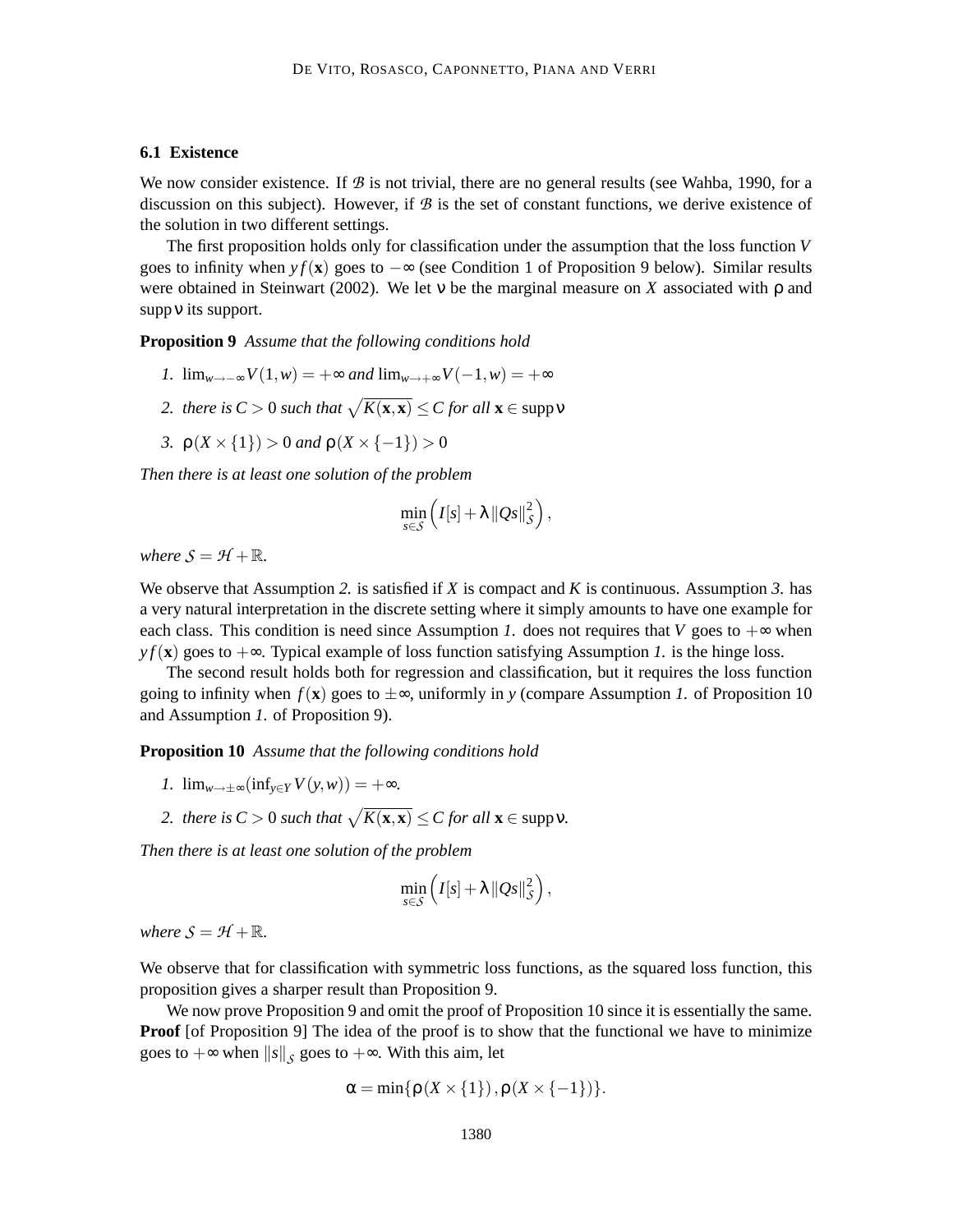### 6.1 Existence

We now consider existence. If $\mathcal{B}$ is not trivial, there are no general results (see Wahba, 1990, for a discussion on this subject). However, if $\mathcal{B}$ is the set of constant functions, we derive existence of the solution in two different settings.

The first proposition holds only for classification under the assumption that the loss function $V$ goes to infinity when $yf(\mathbf{x})$ goes to $-\infty$ (see Condition 1 of Proposition 9 below). Similar results were obtained in Steinwart (2002). We let $\nu$ be the marginal measure on $X$ associated with $\rho$ and $\operatorname{supp}\nu$ its support.

**Proposition 9** *Assume that the following conditions hold*

1. $\lim_{w\to-\infty} V(1,w) = +\infty$ *and* $\lim_{w\to+\infty} V(-1,w) = +\infty$
2. *there is* $C > 0$ *such that* $\sqrt{K(\mathbf{x},\mathbf{x})} \leq C$ *for all* $\mathbf{x} \in \operatorname{supp}\nu$
3. $\rho(X\times\{1\}) > 0$ *and* $\rho(X\times\{-1\}) > 0$

*Then there is at least one solution of the problem*

$$\min_{s\in\mathcal{S}} \left( I[s] + \lambda \|Qs\|_{\mathcal{S}}^2 \right),$$

*where* $\mathcal{S} = \mathcal{H} + \mathbb{R}$.

We observe that Assumption *2.* is satisfied if $X$ is compact and $K$ is continuous. Assumption *3.* has a very natural interpretation in the discrete setting where it simply amounts to have one example for each class. This condition is need since Assumption *1.* does not requires that $V$ goes to $+\infty$ when $yf(\mathbf{x})$ goes to $+\infty$. Typical example of loss function satisfying Assumption *1.* is the hinge loss.

The second result holds both for regression and classification, but it requires the loss function going to infinity when $f(\mathbf{x})$ goes to $\pm\infty$, uniformly in $y$ (compare Assumption *1.* of Proposition 10 and Assumption *1.* of Proposition 9).

**Proposition 10** *Assume that the following conditions hold*

1. $\lim_{w\to\pm\infty}(\inf_{y\in Y} V(y,w)) = +\infty$.
2. *there is* $C > 0$ *such that* $\sqrt{K(\mathbf{x},\mathbf{x})} \leq C$ *for all* $\mathbf{x} \in \operatorname{supp}\nu$.

*Then there is at least one solution of the problem*

$$\min_{s\in\mathcal{S}} \left( I[s] + \lambda \|Qs\|_{\mathcal{S}}^2 \right),$$

*where* $\mathcal{S} = \mathcal{H} + \mathbb{R}$.

We observe that for classification with symmetric loss functions, as the squared loss function, this proposition gives a sharper result than Proposition 9.

We now prove Proposition 9 and omit the proof of Proposition 10 since it is essentially the same.

**Proof** [of Proposition 9] The idea of the proof is to show that the functional we have to minimize goes to $+\infty$ when $\|s\|_{\mathcal{S}}$ goes to $+\infty$. With this aim, let

$$\alpha = \min\{\rho(X\times\{1\}), \rho(X\times\{-1\})\}.$$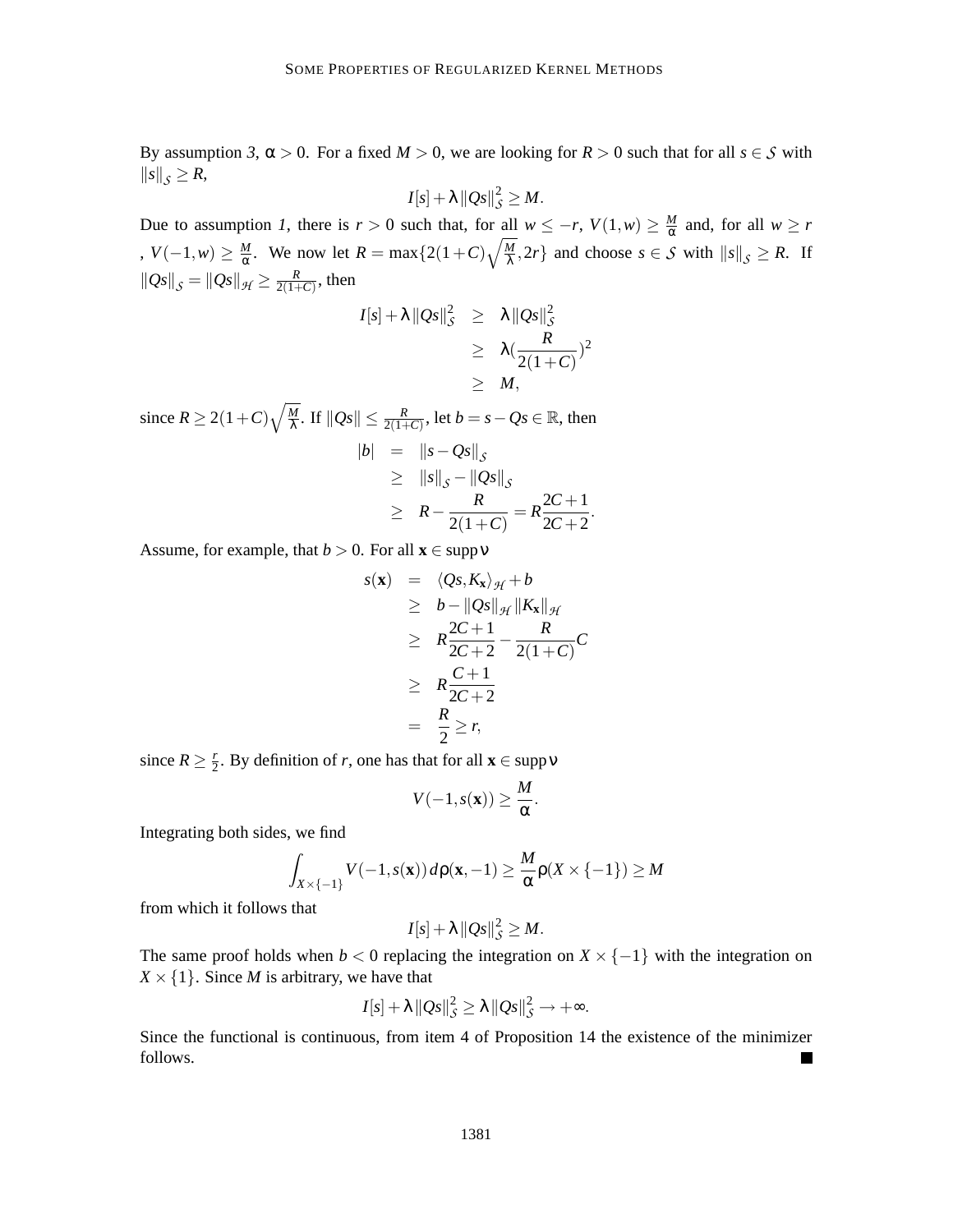By assumption *3*, $\alpha > 0$. For a fixed $M > 0$, we are looking for $R > 0$ such that for all $s \in \mathcal{S}$ with $\|s\|_{\mathcal{S}} \geq R$,

$$I[s] + \lambda \|Qs\|_{\mathcal{S}}^2 \geq M.$$

Due to assumption *1*, there is $r > 0$ such that, for all $w \leq -r$, $V(1,w) \geq \frac{M}{\alpha}$ and, for all $w \geq r$ , $V(-1,w) \geq \frac{M}{\alpha}$. We now let $R = \max\{2(1+C)\sqrt{\frac{M}{\lambda}}, 2r\}$ and choose $s \in \mathcal{S}$ with $\|s\|_{\mathcal{S}} \geq R$. If $\|Qs\|_{\mathcal{S}} = \|Qs\|_{\mathcal{H}} \geq \frac{R}{2(1+C)}$, then

$$\begin{aligned}
I[s] + \lambda \|Qs\|_{\mathcal{S}}^2 &\geq \lambda \|Qs\|_{\mathcal{S}}^2 \\
&\geq \lambda (\frac{R}{2(1+C)})^2 \\
&\geq M,
\end{aligned}$$

since $R \geq 2(1+C)\sqrt{\frac{M}{\lambda}}$. If $\|Qs\| \leq \frac{R}{2(1+C)}$, let $b = s - Qs \in \mathbb{R}$, then

$$\begin{aligned}
|b| &= \|s - Qs\|_{\mathcal{S}} \\
&\geq \|s\|_{\mathcal{S}} - \|Qs\|_{\mathcal{S}} \\
&\geq R - \frac{R}{2(1+C)} = R\frac{2C+1}{2C+2}.
\end{aligned}$$

Assume, for example, that $b > 0$. For all $\mathbf{x} \in \operatorname{supp} \nu$

$$\begin{aligned}
s(\mathbf{x}) &= \langle Qs, K_{\mathbf{x}} \rangle_{\mathcal{H}} + b \\
&\geq b - \|Qs\|_{\mathcal{H}} \|K_{\mathbf{x}}\|_{\mathcal{H}} \\
&\geq R\frac{2C+1}{2C+2} - \frac{R}{2(1+C)}C \\
&\geq R\frac{C+1}{2C+2} \\
&= \frac{R}{2} \geq r,
\end{aligned}$$

since $R \geq \frac{r}{2}$. By definition of $r$, one has that for all $\mathbf{x} \in \operatorname{supp} \nu$

$$V(-1, s(\mathbf{x})) \geq \frac{M}{\alpha}.$$

Integrating both sides, we find

$$\int_{X \times \{-1\}} V(-1, s(\mathbf{x}))\, d\rho(\mathbf{x}, -1) \geq \frac{M}{\alpha} \rho(X \times \{-1\}) \geq M$$

from which it follows that

$$I[s] + \lambda \|Qs\|_{\mathcal{S}}^2 \geq M.$$

The same proof holds when $b < 0$ replacing the integration on $X \times \{-1\}$ with the integration on $X \times \{1\}$. Since $M$ is arbitrary, we have that

$$I[s] + \lambda \|Qs\|_{\mathcal{S}}^2 \geq \lambda \|Qs\|_{\mathcal{S}}^2 \to +\infty.$$

Since the functional is continuous, from item 4 of Proposition 14 the existence of the minimizer follows. ■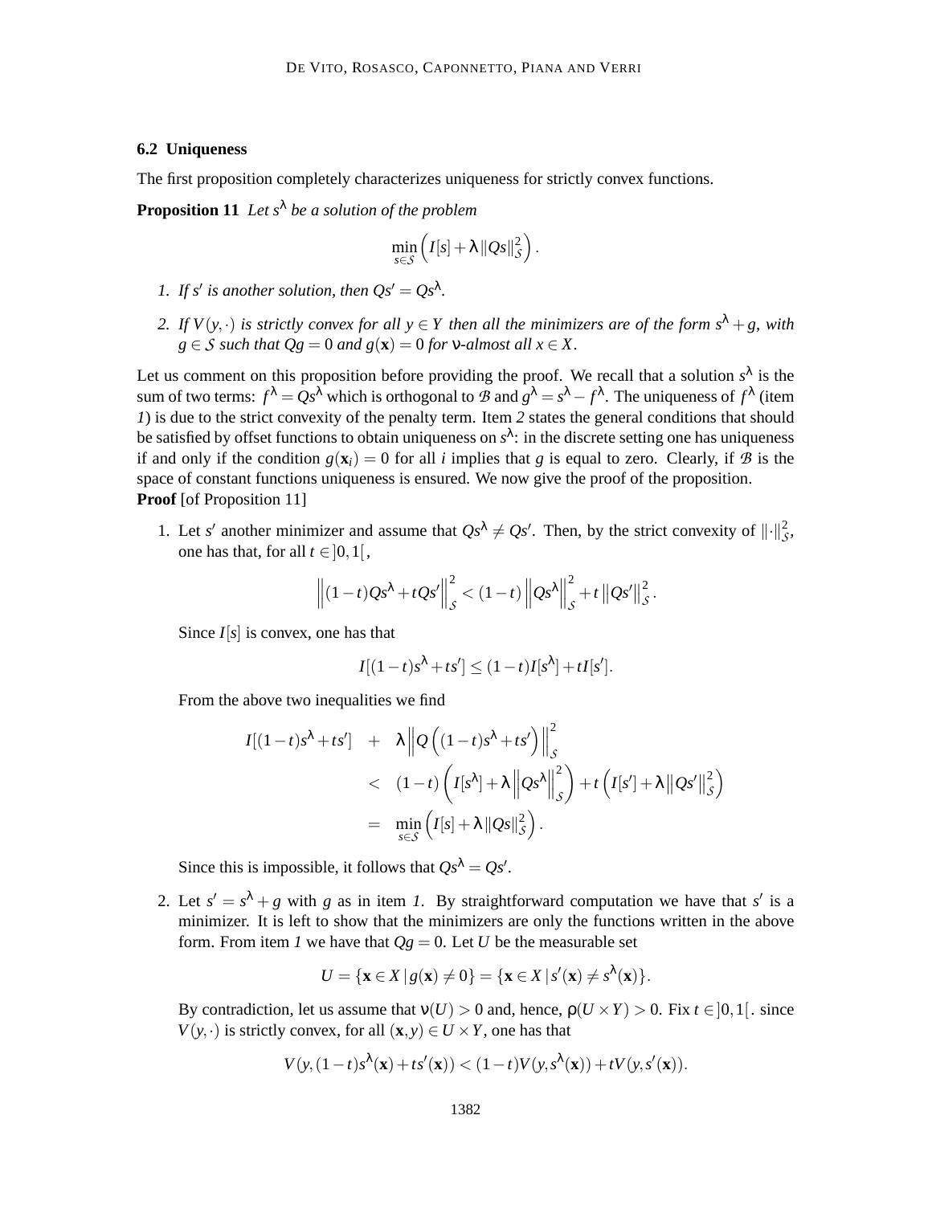### 6.2 Uniqueness

The first proposition completely characterizes uniqueness for strictly convex functions.

**Proposition 11** *Let $s^\lambda$ be a solution of the problem*

$$\min_{s\in\mathcal{S}}\left(I[s]+\lambda\|Qs\|_{\mathcal{S}}^2\right).$$

1. *If $s'$ is another solution, then $Qs' = Qs^\lambda$.*
2. *If $V(y,\cdot)$ is strictly convex for all $y \in Y$ then all the minimizers are of the form $s^\lambda + g$, with $g \in \mathcal{S}$ such that $Qg = 0$ and $g(\mathbf{x}) = 0$ for $\nu$-almost all $x \in X$.*

Let us comment on this proposition before providing the proof. We recall that a solution $s^\lambda$ is the sum of two terms: $f^\lambda = Qs^\lambda$ which is orthogonal to $\mathcal{B}$ and $g^\lambda = s^\lambda - f^\lambda$. The uniqueness of $f^\lambda$ (item *1*) is due to the strict convexity of the penalty term. Item *2* states the general conditions that should be satisfied by offset functions to obtain uniqueness on $s^\lambda$: in the discrete setting one has uniqueness if and only if the condition $g(\mathbf{x}_i) = 0$ for all $i$ implies that $g$ is equal to zero. Clearly, if $\mathcal{B}$ is the space of constant functions uniqueness is ensured. We now give the proof of the proposition.

**Proof** [of Proposition 11]

1. Let $s'$ another minimizer and assume that $Qs^\lambda \neq Qs'$. Then, by the strict convexity of $\|\cdot\|_{\mathcal{S}}^2$, one has that, for all $t \in ]0,1[$,

$$\left\|(1-t)Qs^\lambda + tQs'\right\|_{\mathcal{S}}^2 < (1-t)\left\|Qs^\lambda\right\|_{\mathcal{S}}^2 + t\left\|Qs'\right\|_{\mathcal{S}}^2.$$

Since $I[s]$ is convex, one has that

$$I[(1-t)s^\lambda + ts'] \leq (1-t)I[s^\lambda] + tI[s'].$$

From the above two inequalities we find

$$\begin{aligned}
I[(1-t)s^\lambda + ts'] \quad &+ \quad \lambda\left\|Q\left((1-t)s^\lambda + ts'\right)\right\|_{\mathcal{S}}^2 \\
&< \quad (1-t)\left(I[s^\lambda] + \lambda\left\|Qs^\lambda\right\|_{\mathcal{S}}^2\right) + t\left(I[s'] + \lambda\left\|Qs'\right\|_{\mathcal{S}}^2\right) \\
&= \quad \min_{s\in\mathcal{S}}\left(I[s] + \lambda\|Qs\|_{\mathcal{S}}^2\right).
\end{aligned}$$

Since this is impossible, it follows that $Qs^\lambda = Qs'$.

2. Let $s' = s^\lambda + g$ with $g$ as in item *1*. By straightforward computation we have that $s'$ is a minimizer. It is left to show that the minimizers are only the functions written in the above form. From item *1* we have that $Qg = 0$. Let $U$ be the measurable set

$$U = \{\mathbf{x} \in X \,|\, g(\mathbf{x}) \neq 0\} = \{\mathbf{x} \in X \,|\, s'(\mathbf{x}) \neq s^\lambda(\mathbf{x})\}.$$

By contradiction, let us assume that $\nu(U) > 0$ and, hence, $\rho(U \times Y) > 0$. Fix $t \in ]0,1[$. since $V(y,\cdot)$ is strictly convex, for all $(\mathbf{x}, y) \in U \times Y$, one has that

$$V(y,(1-t)s^\lambda(\mathbf{x}) + ts'(\mathbf{x})) < (1-t)V(y,s^\lambda(\mathbf{x})) + tV(y,s'(\mathbf{x})).$$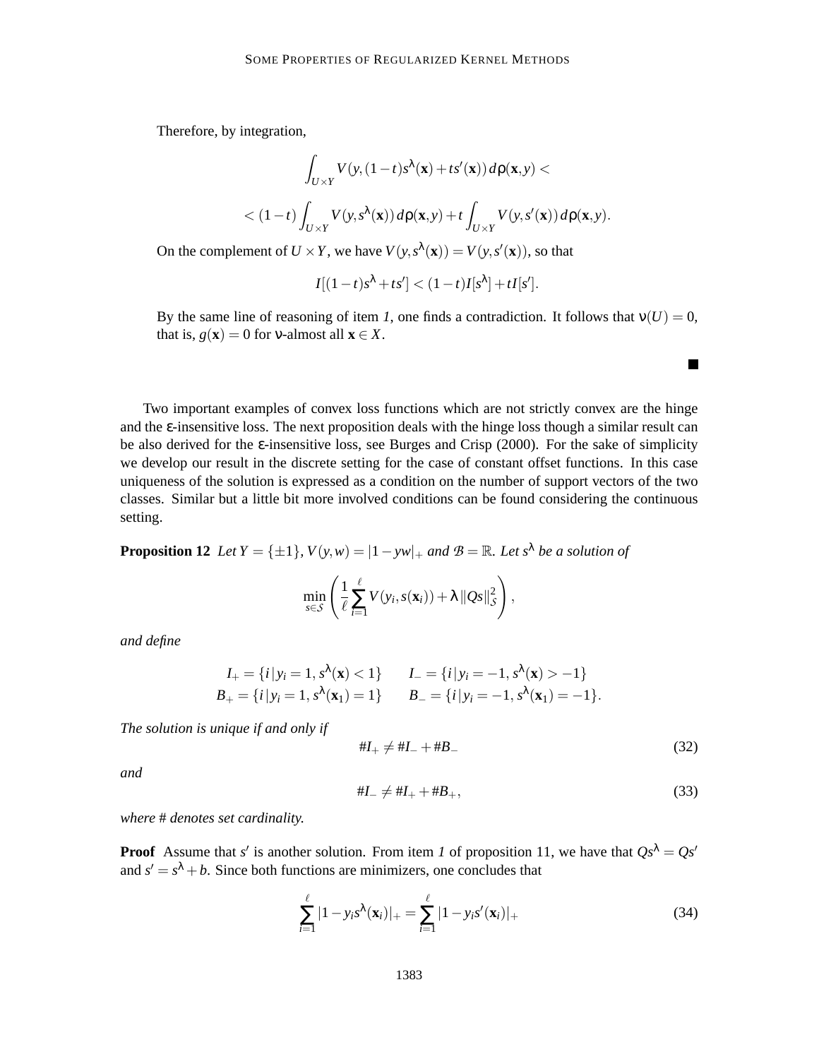Therefore, by integration,

$$
\int_{U \times Y} V(y, (1-t)s^{\lambda}(\mathbf{x}) + ts'(\mathbf{x}))\, d\rho(\mathbf{x}, y) <
$$

$$
< (1-t) \int_{U \times Y} V(y, s^{\lambda}(\mathbf{x}))\, d\rho(\mathbf{x}, y) + t \int_{U \times Y} V(y, s'(\mathbf{x}))\, d\rho(\mathbf{x}, y).
$$

On the complement of $U \times Y$, we have $V(y, s^{\lambda}(\mathbf{x})) = V(y, s'(\mathbf{x}))$, so that

$$
I[(1-t)s^{\lambda} + ts'] < (1-t)I[s^{\lambda}] + tI[s'].
$$

By the same line of reasoning of item *1*, one finds a contradiction. It follows that $\nu(U) = 0$, that is, $g(\mathbf{x}) = 0$ for $\nu$-almost all $\mathbf{x} \in X$.

■

Two important examples of convex loss functions which are not strictly convex are the hinge and the $\varepsilon$-insensitive loss. The next proposition deals with the hinge loss though a similar result can be also derived for the $\varepsilon$-insensitive loss, see Burges and Crisp (2000). For the sake of simplicity we develop our result in the discrete setting for the case of constant offset functions. In this case uniqueness of the solution is expressed as a condition on the number of support vectors of the two classes. Similar but a little bit more involved conditions can be found considering the continuous setting.

**Proposition 12** *Let $Y = \{\pm 1\}$, $V(y, w) = |1 - yw|_+$ and $\mathcal{B} = \mathbb{R}$. Let $s^{\lambda}$ be a solution of*

$$
\min_{s \in \mathcal{S}} \left( \frac{1}{\ell} \sum_{i=1}^{\ell} V(y_i, s(\mathbf{x}_i)) + \lambda \|Qs\|_{\mathcal{S}}^2 \right),
$$

*and define*

$$
\begin{aligned}
I_+ &= \{i \,|\, y_i = 1, s^{\lambda}(\mathbf{x}) < 1\} \qquad & I_- &= \{i \,|\, y_i = -1, s^{\lambda}(\mathbf{x}) > -1\} \\
B_+ &= \{i \,|\, y_i = 1, s^{\lambda}(\mathbf{x}_1) = 1\} \qquad & B_- &= \{i \,|\, y_i = -1, s^{\lambda}(\mathbf{x}_1) = -1\}.
\end{aligned}
$$

*The solution is unique if and only if*

$$
\#I_+ \neq \#I_- + \#B_- \tag{32}
$$

*and*

$$
\#I_- \neq \#I_+ + \#B_+, \tag{33}
$$

*where # denotes set cardinality.*

**Proof** Assume that $s'$ is another solution. From item *1* of proposition 11, we have that $Qs^{\lambda} = Qs'$ and $s' = s^{\lambda} + b$. Since both functions are minimizers, one concludes that

$$
\sum_{i=1}^{\ell} |1 - y_i s^{\lambda}(\mathbf{x}_i)|_+ = \sum_{i=1}^{\ell} |1 - y_i s'(\mathbf{x}_i)|_+ \tag{34}
$$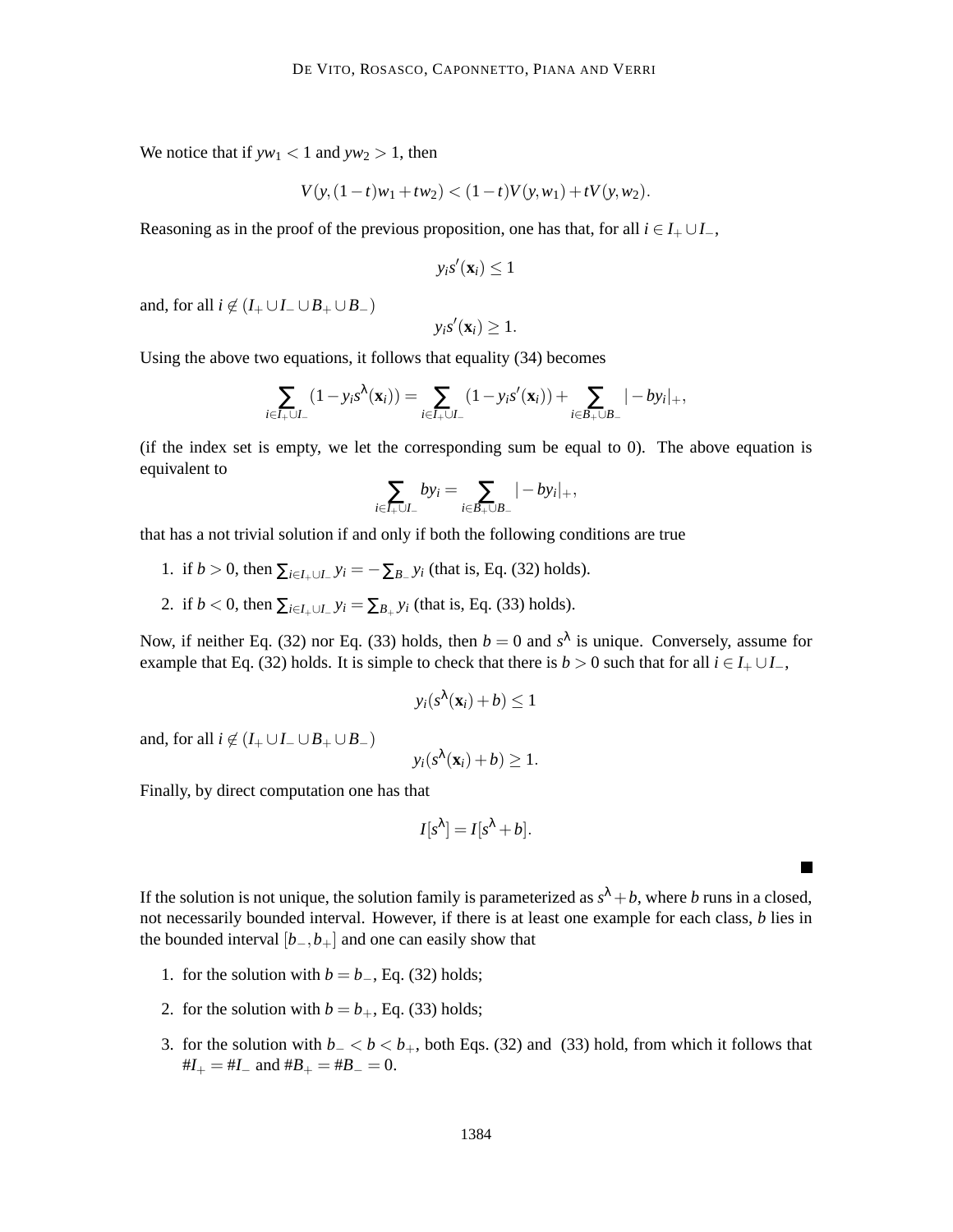We notice that if $yw_1 < 1$ and $yw_2 > 1$, then

$$V(y,(1-t)w_1 + tw_2) < (1-t)V(y,w_1) + tV(y,w_2).$$

Reasoning as in the proof of the previous proposition, one has that, for all $i \in I_+ \cup I_-$,

$$y_i s'(\mathbf{x}_i) \leq 1$$

and, for all $i \notin (I_+ \cup I_- \cup B_+ \cup B_-)$

$$y_i s'(\mathbf{x}_i) \geq 1.$$

Using the above two equations, it follows that equality (34) becomes

$$\sum_{i \in I_+ \cup I_-} (1 - y_i s^\lambda(\mathbf{x}_i)) = \sum_{i \in I_+ \cup I_-} (1 - y_i s'(\mathbf{x}_i)) + \sum_{i \in B_+ \cup B_-} |-by_i|_+,$$

(if the index set is empty, we let the corresponding sum be equal to 0). The above equation is equivalent to

$$\sum_{i \in I_+ \cup I_-} by_i = \sum_{i \in B_+ \cup B_-} |-by_i|_+,$$

that has a not trivial solution if and only if both the following conditions are true

1. if $b > 0$, then $\sum_{i \in I_+ \cup I_-} y_i = -\sum_{B_-} y_i$ (that is, Eq. (32) holds).
2. if $b < 0$, then $\sum_{i \in I_+ \cup I_-} y_i = \sum_{B_+} y_i$ (that is, Eq. (33) holds).

Now, if neither Eq. (32) nor Eq. (33) holds, then $b = 0$ and $s^\lambda$ is unique. Conversely, assume for example that Eq. (32) holds. It is simple to check that there is $b > 0$ such that for all $i \in I_+ \cup I_-$,

$$y_i(s^\lambda(\mathbf{x}_i) + b) \leq 1$$

and, for all $i \notin (I_+ \cup I_- \cup B_+ \cup B_-)$

$$y_i(s^\lambda(\mathbf{x}_i) + b) \geq 1.$$

Finally, by direct computation one has that

$$I[s^\lambda] = I[s^\lambda + b].$$

■

If the solution is not unique, the solution family is parameterized as $s^\lambda + b$, where $b$ runs in a closed, not necessarily bounded interval. However, if there is at least one example for each class, $b$ lies in the bounded interval $[b_-, b_+]$ and one can easily show that

1. for the solution with $b = b_-$, Eq. (32) holds;
2. for the solution with $b = b_+$, Eq. (33) holds;
3. for the solution with $b_- < b < b_+$, both Eqs. (32) and (33) hold, from which it follows that $\#I_+ = \#I_-$ and $\#B_+ = \#B_- = 0$.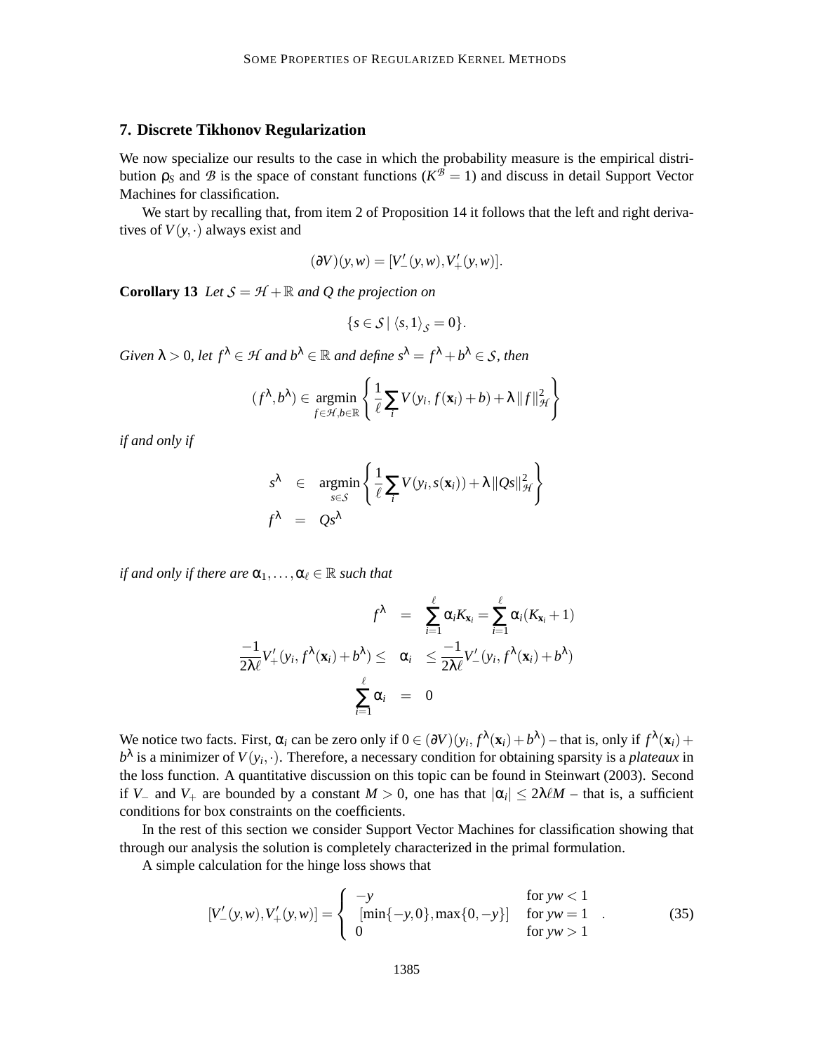## 7. Discrete Tikhonov Regularization

We now specialize our results to the case in which the probability measure is the empirical distribution $\rho_S$ and $\mathcal{B}$ is the space of constant functions ($K^{\mathcal{B}} = 1$) and discuss in detail Support Vector Machines for classification.

We start by recalling that, from item 2 of Proposition 14 it follows that the left and right derivatives of $V(y, \cdot)$ always exist and

$$(\partial V)(y, w) = [V'_-(y, w), V'_+(y, w)].$$

**Corollary 13** *Let $\mathcal{S} = \mathcal{H} + \mathbb{R}$ and $Q$ the projection on*

$$\{s \in \mathcal{S} \mid \langle s, 1 \rangle_{\mathcal{S}} = 0\}.$$

*Given $\lambda > 0$, let $f^\lambda \in \mathcal{H}$ and $b^\lambda \in \mathbb{R}$ and define $s^\lambda = f^\lambda + b^\lambda \in \mathcal{S}$, then*

$$(f^\lambda, b^\lambda) \in \operatorname*{argmin}_{f \in \mathcal{H}, b \in \mathbb{R}} \left\{ \frac{1}{\ell} \sum_i V(y_i, f(\mathbf{x}_i) + b) + \lambda \|f\|^2_{\mathcal{H}} \right\}$$

*if and only if*

$$\begin{aligned}
s^\lambda &\in \operatorname*{argmin}_{s \in \mathcal{S}} \left\{ \frac{1}{\ell} \sum_i V(y_i, s(\mathbf{x}_i)) + \lambda \|Qs\|^2_{\mathcal{H}} \right\} \\
f^\lambda &= Qs^\lambda
\end{aligned}$$

*if and only if there are $\alpha_1, \ldots, \alpha_\ell \in \mathbb{R}$ such that*

$$\begin{aligned}
f^\lambda &= \sum_{i=1}^{\ell} \alpha_i K_{\mathbf{x}_i} = \sum_{i=1}^{\ell} \alpha_i (K_{\mathbf{x}_i} + 1) \\
\frac{-1}{2\lambda\ell} V'_+(y_i, f^\lambda(\mathbf{x}_i) + b^\lambda) \leq \quad \alpha_i &\leq \frac{-1}{2\lambda\ell} V'_-(y_i, f^\lambda(\mathbf{x}_i) + b^\lambda) \\
\sum_{i=1}^{\ell} \alpha_i &= 0
\end{aligned}$$

We notice two facts. First, $\alpha_i$ can be zero only if $0 \in (\partial V)(y_i, f^\lambda(\mathbf{x}_i) + b^\lambda)$ – that is, only if $f^\lambda(\mathbf{x}_i) + b^\lambda$ is a minimizer of $V(y_i, \cdot)$. Therefore, a necessary condition for obtaining sparsity is a *plateaux* in the loss function. A quantitative discussion on this topic can be found in Steinwart (2003). Second if $V_-$ and $V_+$ are bounded by a constant $M > 0$, one has that $|\alpha_i| \leq 2\lambda\ell M$ – that is, a sufficient conditions for box constraints on the coefficients.

In the rest of this section we consider Support Vector Machines for classification showing that through our analysis the solution is completely characterized in the primal formulation.

A simple calculation for the hinge loss shows that

$$[V'_-(y, w), V'_+(y, w)] = \begin{cases} -y & \text{for } yw < 1 \\ [\min\{-y, 0\}, \max\{0, -y\}] & \text{for } yw = 1 \\ 0 & \text{for } yw > 1 \end{cases}. \tag{35}$$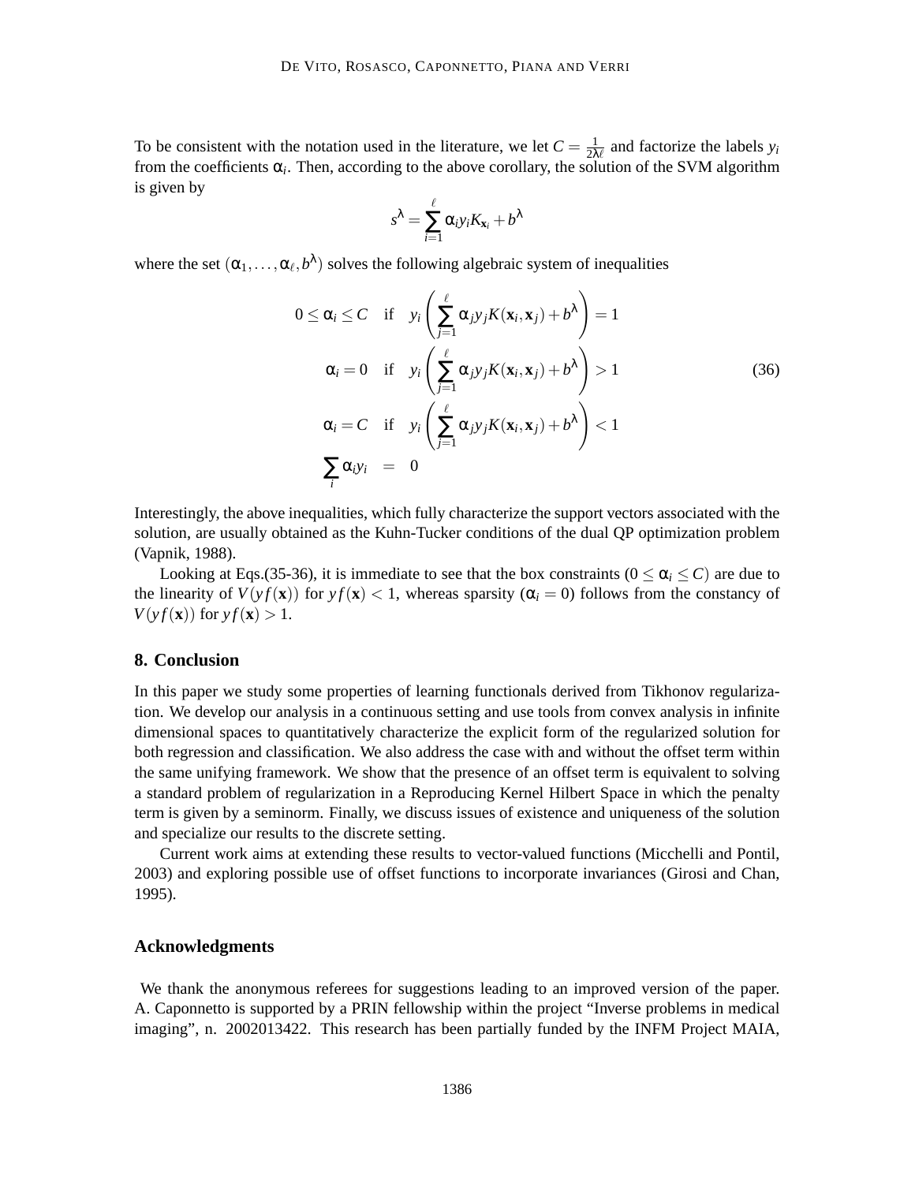To be consistent with the notation used in the literature, we let $C = \frac{1}{2\lambda\ell}$ and factorize the labels $y_i$ from the coefficients $\alpha_i$. Then, according to the above corollary, the solution of the SVM algorithm is given by

$$s^\lambda = \sum_{i=1}^{\ell} \alpha_i y_i K_{\mathbf{x}_i} + b^\lambda$$

where the set $(\alpha_1, \ldots, \alpha_\ell, b^\lambda)$ solves the following algebraic system of inequalities

$$\begin{aligned}
0 \leq \alpha_i \leq C \quad &\text{if} \quad y_i \left( \sum_{j=1}^{\ell} \alpha_j y_j K(\mathbf{x}_i, \mathbf{x}_j) + b^\lambda \right) = 1 \\
\alpha_i = 0 \quad &\text{if} \quad y_i \left( \sum_{j=1}^{\ell} \alpha_j y_j K(\mathbf{x}_i, \mathbf{x}_j) + b^\lambda \right) > 1 \\
\alpha_i = C \quad &\text{if} \quad y_i \left( \sum_{j=1}^{\ell} \alpha_j y_j K(\mathbf{x}_i, \mathbf{x}_j) + b^\lambda \right) < 1 \\
\sum_i \alpha_i y_i \quad &= \quad 0
\end{aligned} \tag{36}$$

Interestingly, the above inequalities, which fully characterize the support vectors associated with the solution, are usually obtained as the Kuhn-Tucker conditions of the dual QP optimization problem (Vapnik, 1988).

Looking at Eqs.(35-36), it is immediate to see that the box constraints ($0 \leq \alpha_i \leq C$) are due to the linearity of $V(yf(\mathbf{x}))$ for $yf(\mathbf{x}) < 1$, whereas sparsity ($\alpha_i = 0$) follows from the constancy of $V(yf(\mathbf{x}))$ for $yf(\mathbf{x}) > 1$.

## 8. Conclusion

In this paper we study some properties of learning functionals derived from Tikhonov regularization. We develop our analysis in a continuous setting and use tools from convex analysis in infinite dimensional spaces to quantitatively characterize the explicit form of the regularized solution for both regression and classification. We also address the case with and without the offset term within the same unifying framework. We show that the presence of an offset term is equivalent to solving a standard problem of regularization in a Reproducing Kernel Hilbert Space in which the penalty term is given by a seminorm. Finally, we discuss issues of existence and uniqueness of the solution and specialize our results to the discrete setting.

Current work aims at extending these results to vector-valued functions (Micchelli and Pontil, 2003) and exploring possible use of offset functions to incorporate invariances (Girosi and Chan, 1995).

## Acknowledgments

We thank the anonymous referees for suggestions leading to an improved version of the paper. A. Caponnetto is supported by a PRIN fellowship within the project "Inverse problems in medical imaging", n. 2002013422. This research has been partially funded by the INFM Project MAIA,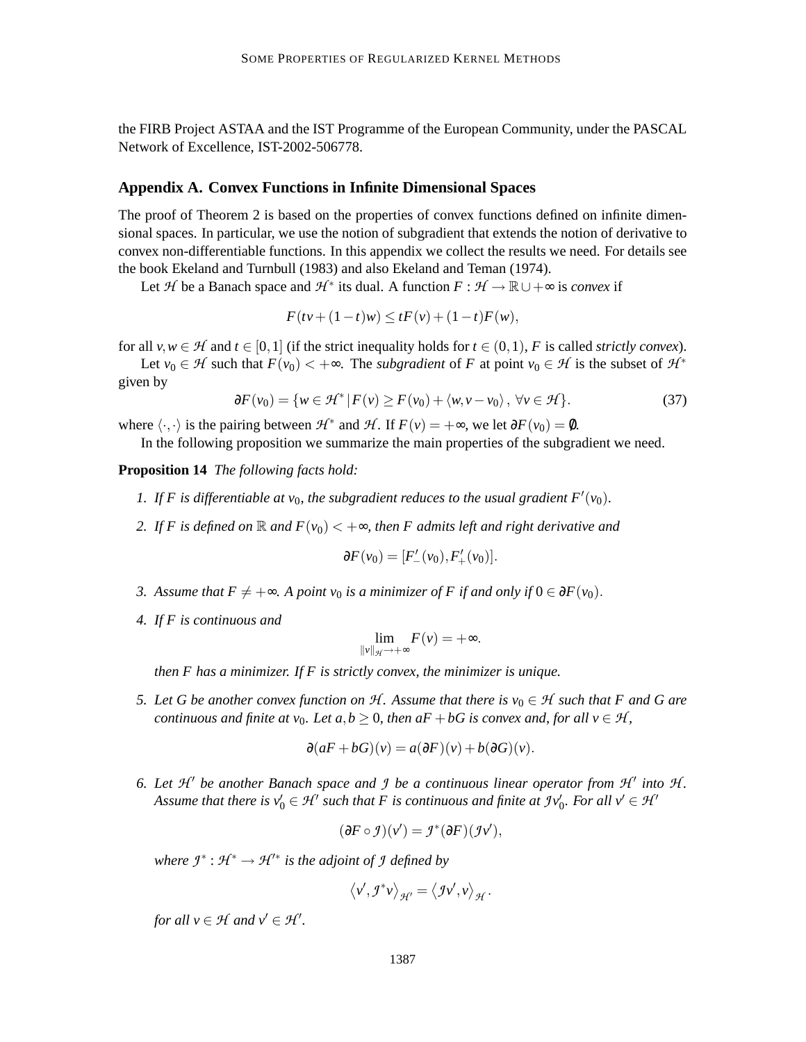the FIRB Project ASTAA and the IST Programme of the European Community, under the PASCAL Network of Excellence, IST-2002-506778.

## Appendix A. Convex Functions in Infinite Dimensional Spaces

The proof of Theorem 2 is based on the properties of convex functions defined on infinite dimensional spaces. In particular, we use the notion of subgradient that extends the notion of derivative to convex non-differentiable functions. In this appendix we collect the results we need. For details see the book Ekeland and Turnbull (1983) and also Ekeland and Teman (1974).

Let $\mathcal{H}$ be a Banach space and $\mathcal{H}^*$ its dual. A function $F : \mathcal{H} \to \mathbb{R} \cup +\infty$ is *convex* if

$$F(tv + (1-t)w) \leq tF(v) + (1-t)F(w),$$

for all $v, w \in \mathcal{H}$ and $t \in [0,1]$ (if the strict inequality holds for $t \in (0,1)$, $F$ is called *strictly convex*).

Let $v_0 \in \mathcal{H}$ such that $F(v_0) < +\infty$. The *subgradient* of $F$ at point $v_0 \in \mathcal{H}$ is the subset of $\mathcal{H}^*$ given by

$$\partial F(v_0) = \{ w \in \mathcal{H}^* \,|\, F(v) \geq F(v_0) + \langle w, v - v_0 \rangle, \; \forall v \in \mathcal{H} \}. \tag{37}$$

where $\langle \cdot, \cdot \rangle$ is the pairing between $\mathcal{H}^*$ and $\mathcal{H}$. If $F(v) = +\infty$, we let $\partial F(v_0) = \emptyset$.

In the following proposition we summarize the main properties of the subgradient we need.

**Proposition 14** *The following facts hold:*

1. *If $F$ is differentiable at $v_0$, the subgradient reduces to the usual gradient $F'(v_0)$.*
2. *If $F$ is defined on $\mathbb{R}$ and $F(v_0) < +\infty$, then $F$ admits left and right derivative and*
$$\partial F(v_0) = [F'_-(v_0), F'_+(v_0)].$$
3. *Assume that $F \neq +\infty$. A point $v_0$ is a minimizer of $F$ if and only if $0 \in \partial F(v_0)$.*
4. *If $F$ is continuous and*
$$\lim_{\|v\|_{\mathcal{H}} \to +\infty} F(v) = +\infty.$$
*then $F$ has a minimizer. If $F$ is strictly convex, the minimizer is unique.*
5. *Let $G$ be another convex function on $\mathcal{H}$. Assume that there is $v_0 \in \mathcal{H}$ such that $F$ and $G$ are continuous and finite at $v_0$. Let $a, b \geq 0$, then $aF + bG$ is convex and, for all $v \in \mathcal{H}$,*
$$\partial(aF + bG)(v) = a(\partial F)(v) + b(\partial G)(v).$$
6. *Let $\mathcal{H}'$ be another Banach space and $\mathcal{J}$ be a continuous linear operator from $\mathcal{H}'$ into $\mathcal{H}$. Assume that there is $v'_0 \in \mathcal{H}'$ such that $F$ is continuous and finite at $\mathcal{J}v'_0$. For all $v' \in \mathcal{H}'$*
$$(\partial F \circ \mathcal{J})(v') = \mathcal{J}^*(\partial F)(\mathcal{J}v'),$$
*where $\mathcal{J}^* : \mathcal{H}^* \to \mathcal{H}'^*$ is the adjoint of $\mathcal{J}$ defined by*
$$\left\langle v', \mathcal{J}^* v \right\rangle_{\mathcal{H}'} = \left\langle \mathcal{J}v', v \right\rangle_{\mathcal{H}}.$$
*for all $v \in \mathcal{H}$ and $v' \in \mathcal{H}'$.*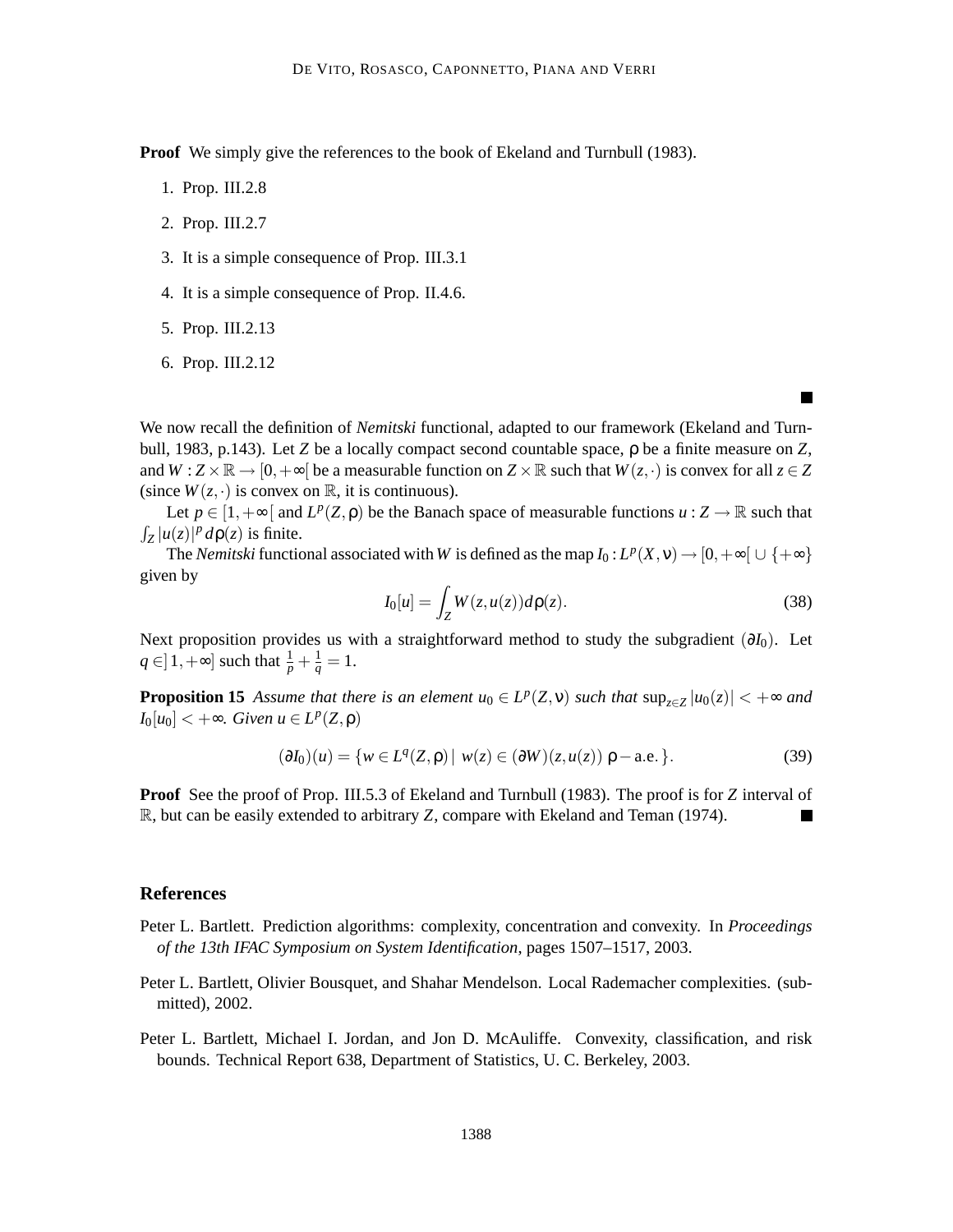**Proof** We simply give the references to the book of Ekeland and Turnbull (1983).

1. Prop. III.2.8
2. Prop. III.2.7
3. It is a simple consequence of Prop. III.3.1
4. It is a simple consequence of Prop. II.4.6.
5. Prop. III.2.13
6. Prop. III.2.12

∎

We now recall the definition of *Nemitski* functional, adapted to our framework (Ekeland and Turnbull, 1983, p.143). Let $Z$ be a locally compact second countable space, $\rho$ be a finite measure on $Z$, and $W : Z \times \mathbb{R} \to [0,+\infty[$ be a measurable function on $Z \times \mathbb{R}$ such that $W(z,\cdot)$ is convex for all $z \in Z$ (since $W(z,\cdot)$ is convex on $\mathbb{R}$, it is continuous).

Let $p \in [1,+\infty[$ and $L^p(Z,\rho)$ be the Banach space of measurable functions $u : Z \to \mathbb{R}$ such that $\int_Z |u(z)|^p \, d\rho(z)$ is finite.

The *Nemitski* functional associated with $W$ is defined as the map $I_0 : L^p(X,\nu) \to [0,+\infty[ \cup \{+\infty\}$ given by

$$I_0[u] = \int_Z W(z,u(z)) d\rho(z). \tag{38}$$

Next proposition provides us with a straightforward method to study the subgradient $(\partial I_0)$. Let $q \in ]1,+\infty]$ such that $\frac{1}{p} + \frac{1}{q} = 1$.

**Proposition 15** *Assume that there is an element $u_0 \in L^p(Z,\nu)$ such that $\sup_{z\in Z} |u_0(z)| < +\infty$ and $I_0[u_0] < +\infty$. Given $u \in L^p(Z,\rho)$*

$$(\partial I_0)(u) = \{w \in L^q(Z,\rho) \,|\; w(z) \in (\partial W)(z,u(z)) \;\rho - \text{a.e.}\}. \tag{39}$$

**Proof** See the proof of Prop. III.5.3 of Ekeland and Turnbull (1983). The proof is for $Z$ interval of $\mathbb{R}$, but can be easily extended to arbitrary $Z$, compare with Ekeland and Teman (1974). ∎

## References

Peter L. Bartlett. Prediction algorithms: complexity, concentration and convexity. In *Proceedings of the 13th IFAC Symposium on System Identification*, pages 1507–1517, 2003.

Peter L. Bartlett, Olivier Bousquet, and Shahar Mendelson. Local Rademacher complexities. (submitted), 2002.

Peter L. Bartlett, Michael I. Jordan, and Jon D. McAuliffe. Convexity, classification, and risk bounds. Technical Report 638, Department of Statistics, U. C. Berkeley, 2003.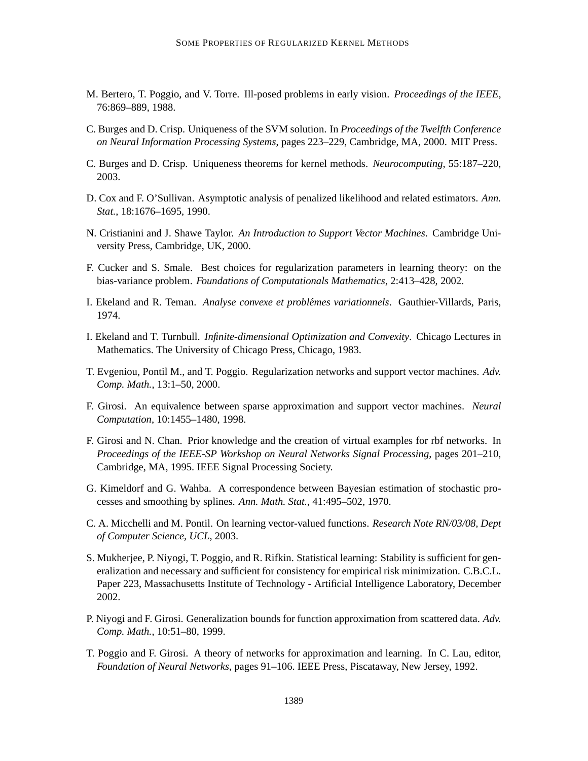M. Bertero, T. Poggio, and V. Torre. Ill-posed problems in early vision. *Proceedings of the IEEE*, 76:869–889, 1988.

C. Burges and D. Crisp. Uniqueness of the SVM solution. In *Proceedings of the Twelfth Conference on Neural Information Processing Systems*, pages 223–229, Cambridge, MA, 2000. MIT Press.

C. Burges and D. Crisp. Uniqueness theorems for kernel methods. *Neurocomputing*, 55:187–220, 2003.

D. Cox and F. O'Sullivan. Asymptotic analysis of penalized likelihood and related estimators. *Ann. Stat.*, 18:1676–1695, 1990.

N. Cristianini and J. Shawe Taylor. *An Introduction to Support Vector Machines*. Cambridge University Press, Cambridge, UK, 2000.

F. Cucker and S. Smale. Best choices for regularization parameters in learning theory: on the bias-variance problem. *Foundations of Computationals Mathematics*, 2:413–428, 2002.

I. Ekeland and R. Teman. *Analyse convexe et problémes variationnels*. Gauthier-Villards, Paris, 1974.

I. Ekeland and T. Turnbull. *Infinite-dimensional Optimization and Convexity*. Chicago Lectures in Mathematics. The University of Chicago Press, Chicago, 1983.

T. Evgeniou, Pontil M., and T. Poggio. Regularization networks and support vector machines. *Adv. Comp. Math.*, 13:1–50, 2000.

F. Girosi. An equivalence between sparse approximation and support vector machines. *Neural Computation*, 10:1455–1480, 1998.

F. Girosi and N. Chan. Prior knowledge and the creation of virtual examples for rbf networks. In *Proceedings of the IEEE-SP Workshop on Neural Networks Signal Processing*, pages 201–210, Cambridge, MA, 1995. IEEE Signal Processing Society.

G. Kimeldorf and G. Wahba. A correspondence between Bayesian estimation of stochastic processes and smoothing by splines. *Ann. Math. Stat.*, 41:495–502, 1970.

C. A. Micchelli and M. Pontil. On learning vector-valued functions. *Research Note RN/03/08, Dept of Computer Science, UCL*, 2003.

S. Mukherjee, P. Niyogi, T. Poggio, and R. Rifkin. Statistical learning: Stability is sufficient for generalization and necessary and sufficient for consistency for empirical risk minimization. C.B.C.L. Paper 223, Massachusetts Institute of Technology - Artificial Intelligence Laboratory, December 2002.

P. Niyogi and F. Girosi. Generalization bounds for function approximation from scattered data. *Adv. Comp. Math.*, 10:51–80, 1999.

T. Poggio and F. Girosi. A theory of networks for approximation and learning. In C. Lau, editor, *Foundation of Neural Networks*, pages 91–106. IEEE Press, Piscataway, New Jersey, 1992.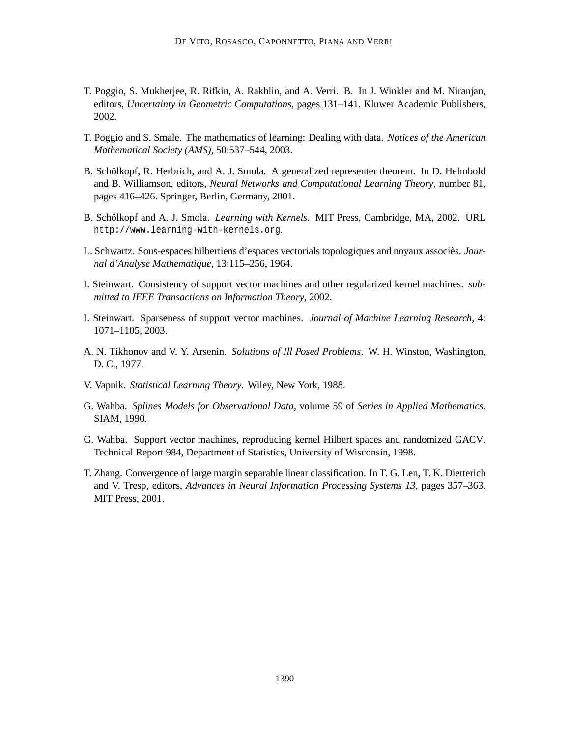T. Poggio, S. Mukherjee, R. Rifkin, A. Rakhlin, and A. Verri. B. In J. Winkler and M. Niranjan, editors, *Uncertainty in Geometric Computations*, pages 131–141. Kluwer Academic Publishers, 2002.

T. Poggio and S. Smale. The mathematics of learning: Dealing with data. *Notices of the American Mathematical Society (AMS)*, 50:537–544, 2003.

B. Schölkopf, R. Herbrich, and A. J. Smola. A generalized representer theorem. In D. Helmbold and B. Williamson, editors, *Neural Networks and Computational Learning Theory*, number 81, pages 416–426. Springer, Berlin, Germany, 2001.

B. Schölkopf and A. J. Smola. *Learning with Kernels*. MIT Press, Cambridge, MA, 2002. URL `http://www.learning-with-kernels.org`.

L. Schwartz. Sous-espaces hilbertiens d'espaces vectorials topologiques and noyaux associès. *Journal d'Analyse Mathematique*, 13:115–256, 1964.

I. Steinwart. Consistency of support vector machines and other regularized kernel machines. *submitted to IEEE Transactions on Information Theory*, 2002.

I. Steinwart. Sparseness of support vector machines. *Journal of Machine Learning Research*, 4: 1071–1105, 2003.

A. N. Tikhonov and V. Y. Arsenin. *Solutions of Ill Posed Problems*. W. H. Winston, Washington, D. C., 1977.

V. Vapnik. *Statistical Learning Theory*. Wiley, New York, 1988.

G. Wahba. *Splines Models for Observational Data*, volume 59 of *Series in Applied Mathematics*. SIAM, 1990.

G. Wahba. Support vector machines, reproducing kernel Hilbert spaces and randomized GACV. Technical Report 984, Department of Statistics, University of Wisconsin, 1998.

T. Zhang. Convergence of large margin separable linear classification. In T. G. Len, T. K. Dietterich and V. Tresp, editors, *Advances in Neural Information Processing Systems 13*, pages 357–363. MIT Press, 2001.